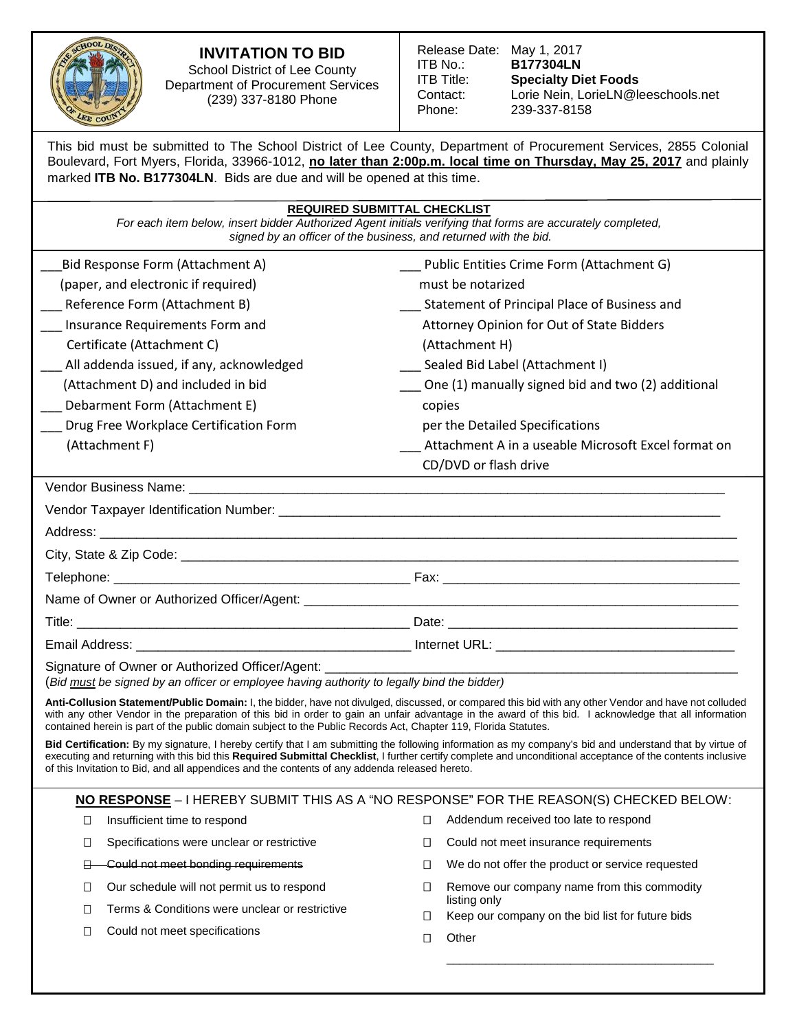# INVITATION TO BID

School District of Lee County
Department of Procurement Services
(239) 337-8180 Phone

| | |
|---|---|
| Release Date: | May 1, 2017 |
| ITB No.: | **B177304LN** |
| ITB Title: | **Specialty Diet Foods** |
| Contact: | Lorie Nein, LorieLN@leeschools.net |
| Phone: | 239-337-8158 |

This bid must be submitted to The School District of Lee County, Department of Procurement Services, 2855 Colonial Boulevard, Fort Myers, Florida, 33966-1012, **no later than 2:00p.m. local time on Thursday, May 25, 2017** and plainly marked **ITB No. B177304LN**. Bids are due and will be opened at this time.

**REQUIRED SUBMITTAL CHECKLIST**

*For each item below, insert bidder Authorized Agent initials verifying that forms are accurately completed, signed by an officer of the business, and returned with the bid.*

___Bid Response Form (Attachment A) (paper, and electronic if required)
___ Reference Form (Attachment B)
___ Insurance Requirements Form and Certificate (Attachment C)
___ All addenda issued, if any, acknowledged (Attachment D) and included in bid
___ Debarment Form (Attachment E)
___ Drug Free Workplace Certification Form (Attachment F)
___ Public Entities Crime Form (Attachment G) must be notarized
___ Statement of Principal Place of Business and Attorney Opinion for Out of State Bidders (Attachment H)
___ Sealed Bid Label (Attachment I)
___ One (1) manually signed bid and two (2) additional copies per the Detailed Specifications
___ Attachment A in a useable Microsoft Excel format on CD/DVD or flash drive

Vendor Business Name: ______________________________

Vendor Taxpayer Identification Number: ______________________________

Address: ______________________________

City, State & Zip Code: ______________________________

Telephone: ______________________________ Fax: ______________________________

Name of Owner or Authorized Officer/Agent: ______________________________

Title: ______________________________ Date: ______________________________

Email Address: ______________________________ Internet URL: ______________________________

Signature of Owner or Authorized Officer/Agent: ______________________________

(*Bid must be signed by an officer or employee having authority to legally bind the bidder)*

**Anti-Collusion Statement/Public Domain:** I, the bidder, have not divulged, discussed, or compared this bid with any other Vendor and have not colluded with any other Vendor in the preparation of this bid in order to gain an unfair advantage in the award of this bid. I acknowledge that all information contained herein is part of the public domain subject to the Public Records Act, Chapter 119, Florida Statutes.

**Bid Certification:** By my signature, I hereby certify that I am submitting the following information as my company's bid and understand that by virtue of executing and returning with this bid this **Required Submittal Checklist**, I further certify complete and unconditional acceptance of the contents inclusive of this Invitation to Bid, and all appendices and the contents of any addenda released hereto.

**NO RESPONSE** – I HEREBY SUBMIT THIS AS A "NO RESPONSE" FOR THE REASON(S) CHECKED BELOW:

- ☐ Insufficient time to respond
- ☐ Specifications were unclear or restrictive
- ~~☐ Could not meet bonding requirements~~
- ☐ Our schedule will not permit us to respond
- ☐ Terms & Conditions were unclear or restrictive
- ☐ Could not meet specifications
- ☐ Addendum received too late to respond
- ☐ Could not meet insurance requirements
- ☐ We do not offer the product or service requested
- ☐ Remove our company name from this commodity listing only
- ☐ Keep our company on the bid list for future bids
- ☐ Other ______________________________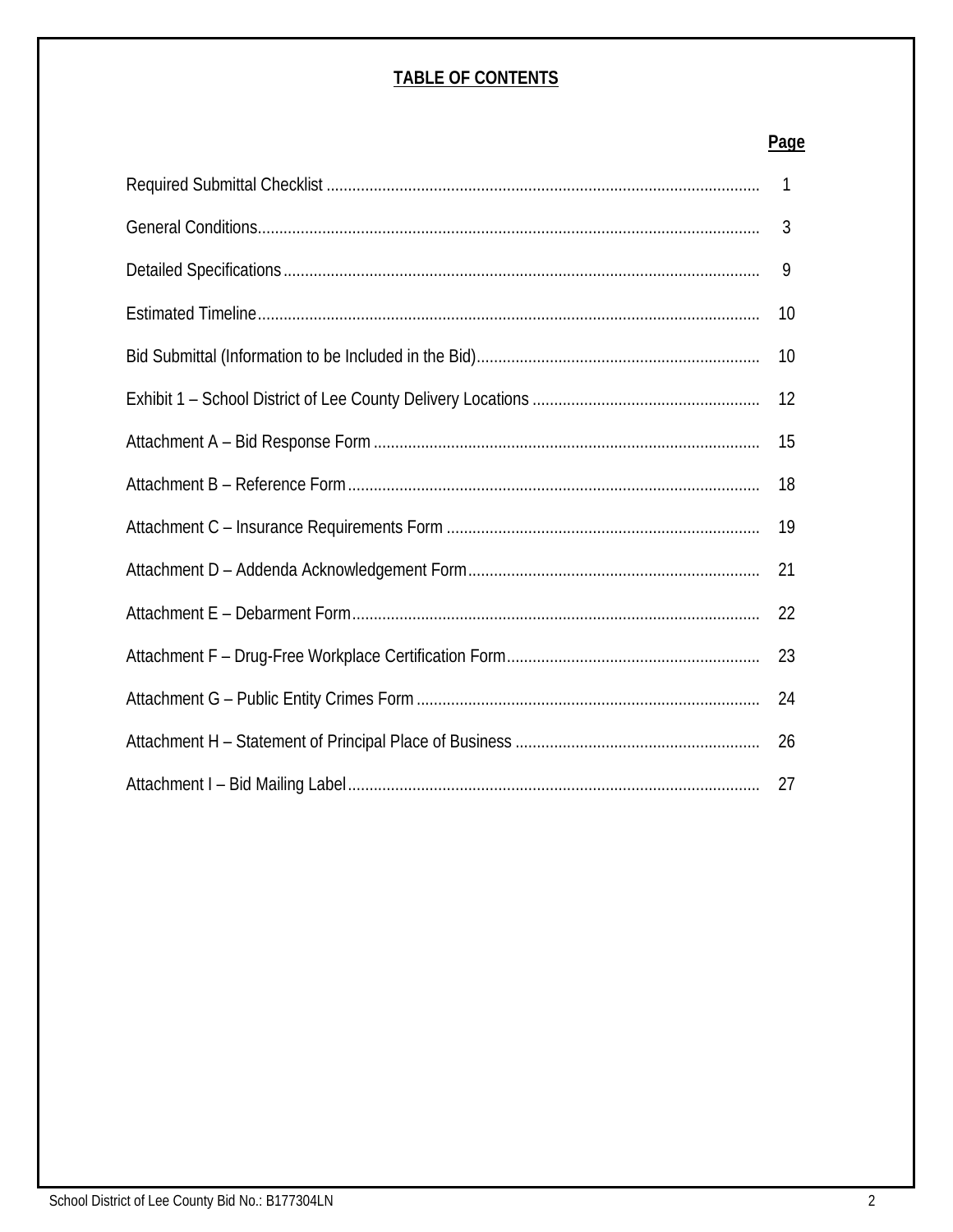# TABLE OF CONTENTS

| | Page |
|---|---|
| Required Submittal Checklist | 1 |
| General Conditions | 3 |
| Detailed Specifications | 9 |
| Estimated Timeline | 10 |
| Bid Submittal (Information to be Included in the Bid) | 10 |
| Exhibit 1 – School District of Lee County Delivery Locations | 12 |
| Attachment A – Bid Response Form | 15 |
| Attachment B – Reference Form | 18 |
| Attachment C – Insurance Requirements Form | 19 |
| Attachment D – Addenda Acknowledgement Form | 21 |
| Attachment E – Debarment Form | 22 |
| Attachment F – Drug-Free Workplace Certification Form | 23 |
| Attachment G – Public Entity Crimes Form | 24 |
| Attachment H – Statement of Principal Place of Business | 26 |
| Attachment I – Bid Mailing Label | 27 |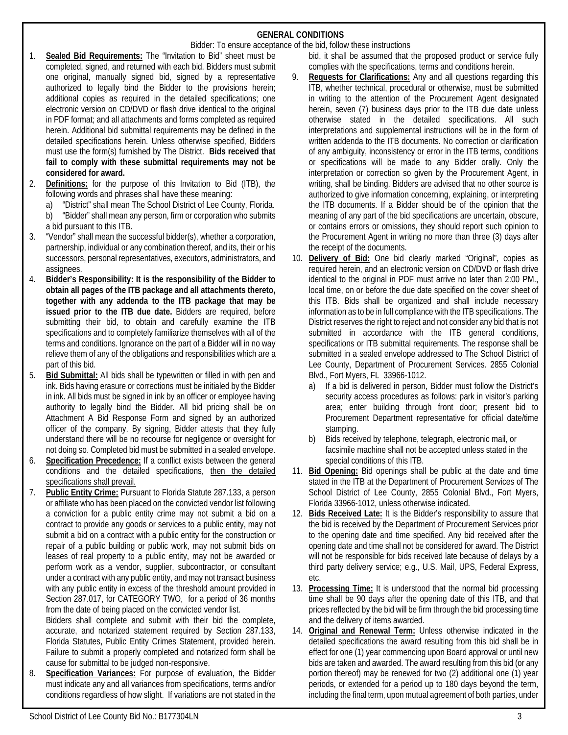## GENERAL CONDITIONS

Bidder: To ensure acceptance of the bid, follow these instructions

1. **Sealed Bid Requirements:** The "Invitation to Bid" sheet must be completed, signed, and returned with each bid. Bidders must submit one original, manually signed bid, signed by a representative authorized to legally bind the Bidder to the provisions herein; additional copies as required in the detailed specifications; one electronic version on CD/DVD or flash drive identical to the original in PDF format; and all attachments and forms completed as required herein. Additional bid submittal requirements may be defined in the detailed specifications herein. Unless otherwise specified, Bidders must use the form(s) furnished by The District. **Bids received that fail to comply with these submittal requirements may not be considered for award.**
2. **Definitions:** for the purpose of this Invitation to Bid (ITB), the following words and phrases shall have these meaning:
   a) "District" shall mean The School District of Lee County, Florida.
   b) "Bidder" shall mean any person, firm or corporation who submits a bid pursuant to this ITB.
3. "Vendor" shall mean the successful bidder(s), whether a corporation, partnership, individual or any combination thereof, and its, their or his successors, personal representatives, executors, administrators, and assignees.
4. **Bidder's Responsibility: It is the responsibility of the Bidder to obtain all pages of the ITB package and all attachments thereto, together with any addenda to the ITB package that may be issued prior to the ITB due date.** Bidders are required, before submitting their bid, to obtain and carefully examine the ITB specifications and to completely familiarize themselves with all of the terms and conditions. Ignorance on the part of a Bidder will in no way relieve them of any of the obligations and responsibilities which are a part of this bid.
5. **Bid Submittal:** All bids shall be typewritten or filled in with pen and ink. Bids having erasure or corrections must be initialed by the Bidder in ink. All bids must be signed in ink by an officer or employee having authority to legally bind the Bidder. All bid pricing shall be on Attachment A Bid Response Form and signed by an authorized officer of the company. By signing, Bidder attests that they fully understand there will be no recourse for negligence or oversight for not doing so. Completed bid must be submitted in a sealed envelope.
6. **Specification Precedence:** If a conflict exists between the general conditions and the detailed specifications, then the detailed specifications shall prevail.
7. **Public Entity Crime:** Pursuant to Florida Statute 287.133, a person or affiliate who has been placed on the convicted vendor list following a conviction for a public entity crime may not submit a bid on a contract to provide any goods or services to a public entity, may not submit a bid on a contract with a public entity for the construction or repair of a public building or public work, may not submit bids on leases of real property to a public entity, may not be awarded or perform work as a vendor, supplier, subcontractor, or consultant under a contract with any public entity, and may not transact business with any public entity in excess of the threshold amount provided in Section 287.017, for CATEGORY TWO, for a period of 36 months from the date of being placed on the convicted vendor list.
   Bidders shall complete and submit with their bid the complete, accurate, and notarized statement required by Section 287.133, Florida Statutes, Public Entity Crimes Statement, provided herein. Failure to submit a properly completed and notarized form shall be cause for submittal to be judged non-responsive.
8. **Specification Variances:** For purpose of evaluation, the Bidder must indicate any and all variances from specifications, terms and/or conditions regardless of how slight. If variations are not stated in the bid, it shall be assumed that the proposed product or service fully complies with the specifications, terms and conditions herein.
9. **Requests for Clarifications:** Any and all questions regarding this ITB, whether technical, procedural or otherwise, must be submitted in writing to the attention of the Procurement Agent designated herein, seven (7) business days prior to the ITB due date unless otherwise stated in the detailed specifications. All such interpretations and supplemental instructions will be in the form of written addenda to the ITB documents. No correction or clarification of any ambiguity, inconsistency or error in the ITB terms, conditions or specifications will be made to any Bidder orally. Only the interpretation or correction so given by the Procurement Agent, in writing, shall be binding. Bidders are advised that no other source is authorized to give information concerning, explaining, or interpreting the ITB documents. If a Bidder should be of the opinion that the meaning of any part of the bid specifications are uncertain, obscure, or contains errors or omissions, they should report such opinion to the Procurement Agent in writing no more than three (3) days after the receipt of the documents.
10. **Delivery of Bid:** One bid clearly marked "Original", copies as required herein, and an electronic version on CD/DVD or flash drive identical to the original in PDF must arrive no later than 2:00 PM., local time, on or before the due date specified on the cover sheet of this ITB. Bids shall be organized and shall include necessary information as to be in full compliance with the ITB specifications. The District reserves the right to reject and not consider any bid that is not submitted in accordance with the ITB general conditions, specifications or ITB submittal requirements. The response shall be submitted in a sealed envelope addressed to The School District of Lee County, Department of Procurement Services. 2855 Colonial Blvd., Fort Myers, FL 33966-1012.
    a) If a bid is delivered in person, Bidder must follow the District's security access procedures as follows: park in visitor's parking area; enter building through front door; present bid to Procurement Department representative for official date/time stamping.
    b) Bids received by telephone, telegraph, electronic mail, or facsimile machine shall not be accepted unless stated in the special conditions of this ITB.
11. **Bid Opening:** Bid openings shall be public at the date and time stated in the ITB at the Department of Procurement Services of The School District of Lee County, 2855 Colonial Blvd., Fort Myers, Florida 33966-1012, unless otherwise indicated.
12. **Bids Received Late:** It is the Bidder's responsibility to assure that the bid is received by the Department of Procurement Services prior to the opening date and time specified. Any bid received after the opening date and time shall not be considered for award. The District will not be responsible for bids received late because of delays by a third party delivery service; e.g., U.S. Mail, UPS, Federal Express, etc.
13. **Processing Time:** It is understood that the normal bid processing time shall be 90 days after the opening date of this ITB, and that prices reflected by the bid will be firm through the bid processing time and the delivery of items awarded.
14. **Original and Renewal Term:** Unless otherwise indicated in the detailed specifications the award resulting from this bid shall be in effect for one (1) year commencing upon Board approval or until new bids are taken and awarded. The award resulting from this bid (or any portion thereof) may be renewed for two (2) additional one (1) year periods, or extended for a period up to 180 days beyond the term, including the final term, upon mutual agreement of both parties, under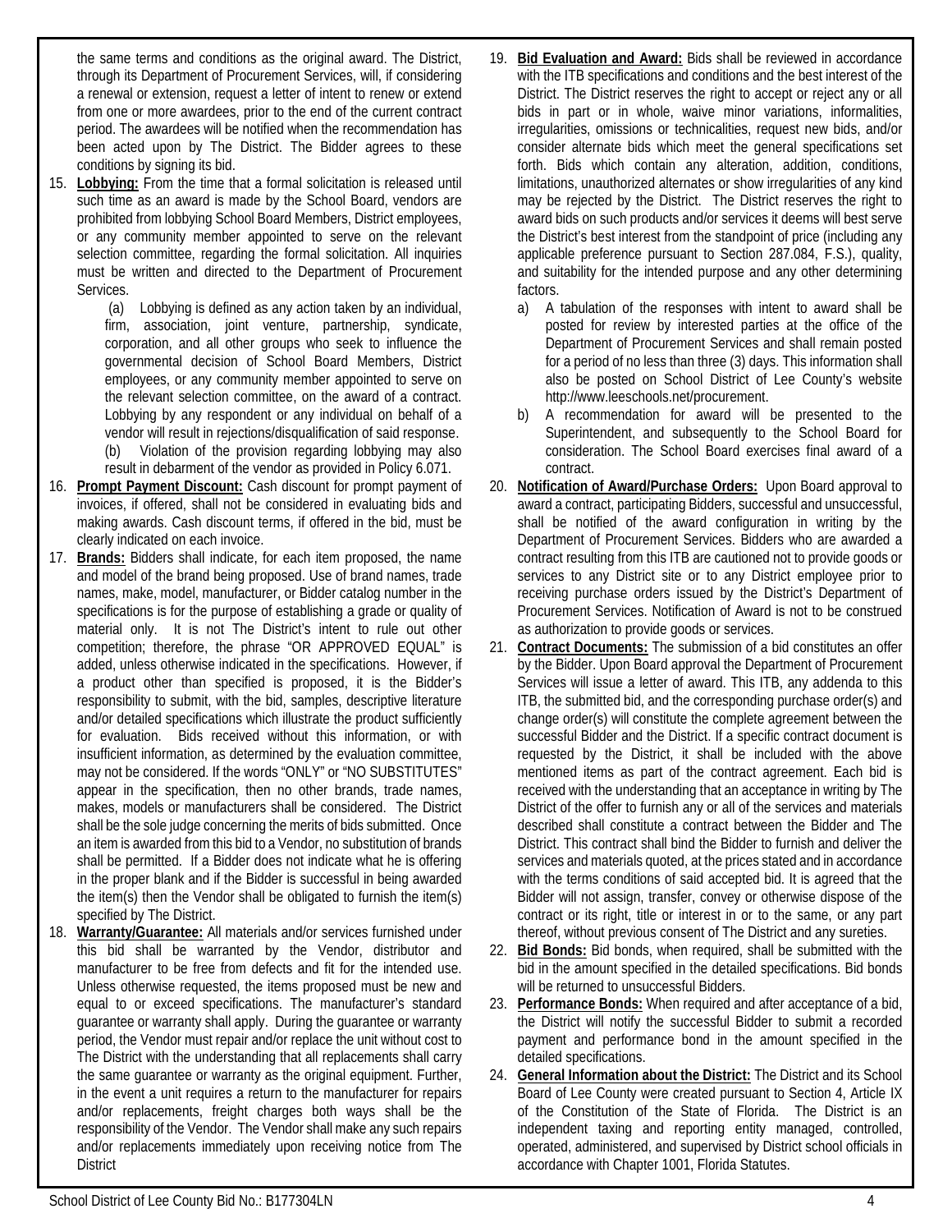the same terms and conditions as the original award. The District, through its Department of Procurement Services, will, if considering a renewal or extension, request a letter of intent to renew or extend from one or more awardees, prior to the end of the current contract period. The awardees will be notified when the recommendation has been acted upon by The District. The Bidder agrees to these conditions by signing its bid.

15. **Lobbying:** From the time that a formal solicitation is released until such time as an award is made by the School Board, vendors are prohibited from lobbying School Board Members, District employees, or any community member appointed to serve on the relevant selection committee, regarding the formal solicitation. All inquiries must be written and directed to the Department of Procurement Services.

    (a) Lobbying is defined as any action taken by an individual, firm, association, joint venture, partnership, syndicate, corporation, and all other groups who seek to influence the governmental decision of School Board Members, District employees, or any community member appointed to serve on the relevant selection committee, on the award of a contract. Lobbying by any respondent or any individual on behalf of a vendor will result in rejections/disqualification of said response.

    (b) Violation of the provision regarding lobbying may also result in debarment of the vendor as provided in Policy 6.071.

16. **Prompt Payment Discount:** Cash discount for prompt payment of invoices, if offered, shall not be considered in evaluating bids and making awards. Cash discount terms, if offered in the bid, must be clearly indicated on each invoice.

17. **Brands:** Bidders shall indicate, for each item proposed, the name and model of the brand being proposed. Use of brand names, trade names, make, model, manufacturer, or Bidder catalog number in the specifications is for the purpose of establishing a grade or quality of material only. It is not The District's intent to rule out other competition; therefore, the phrase "OR APPROVED EQUAL" is added, unless otherwise indicated in the specifications. However, if a product other than specified is proposed, it is the Bidder's responsibility to submit, with the bid, samples, descriptive literature and/or detailed specifications which illustrate the product sufficiently for evaluation. Bids received without this information, or with insufficient information, as determined by the evaluation committee, may not be considered. If the words "ONLY" or "NO SUBSTITUTES" appear in the specification, then no other brands, trade names, makes, models or manufacturers shall be considered. The District shall be the sole judge concerning the merits of bids submitted. Once an item is awarded from this bid to a Vendor, no substitution of brands shall be permitted. If a Bidder does not indicate what he is offering in the proper blank and if the Bidder is successful in being awarded the item(s) then the Vendor shall be obligated to furnish the item(s) specified by The District.

18. **Warranty/Guarantee:** All materials and/or services furnished under this bid shall be warranted by the Vendor, distributor and manufacturer to be free from defects and fit for the intended use. Unless otherwise requested, the items proposed must be new and equal to or exceed specifications. The manufacturer's standard guarantee or warranty shall apply. During the guarantee or warranty period, the Vendor must repair and/or replace the unit without cost to The District with the understanding that all replacements shall carry the same guarantee or warranty as the original equipment. Further, in the event a unit requires a return to the manufacturer for repairs and/or replacements, freight charges both ways shall be the responsibility of the Vendor. The Vendor shall make any such repairs and/or replacements immediately upon receiving notice from The District

19. **Bid Evaluation and Award:** Bids shall be reviewed in accordance with the ITB specifications and conditions and the best interest of the District. The District reserves the right to accept or reject any or all bids in part or in whole, waive minor variations, informalities, irregularities, omissions or technicalities, request new bids, and/or consider alternate bids which meet the general specifications set forth. Bids which contain any alteration, addition, conditions, limitations, unauthorized alternates or show irregularities of any kind may be rejected by the District. The District reserves the right to award bids on such products and/or services it deems will best serve the District's best interest from the standpoint of price (including any applicable preference pursuant to Section 287.084, F.S.), quality, and suitability for the intended purpose and any other determining factors.

    a) A tabulation of the responses with intent to award shall be posted for review by interested parties at the office of the Department of Procurement Services and shall remain posted for a period of no less than three (3) days. This information shall also be posted on School District of Lee County's website http://www.leeschools.net/procurement.

    b) A recommendation for award will be presented to the Superintendent, and subsequently to the School Board for consideration. The School Board exercises final award of a contract.

20. **Notification of Award/Purchase Orders:** Upon Board approval to award a contract, participating Bidders, successful and unsuccessful, shall be notified of the award configuration in writing by the Department of Procurement Services. Bidders who are awarded a contract resulting from this ITB are cautioned not to provide goods or services to any District site or to any District employee prior to receiving purchase orders issued by the District's Department of Procurement Services. Notification of Award is not to be construed as authorization to provide goods or services.

21. **Contract Documents:** The submission of a bid constitutes an offer by the Bidder. Upon Board approval the Department of Procurement Services will issue a letter of award. This ITB, any addenda to this ITB, the submitted bid, and the corresponding purchase order(s) and change order(s) will constitute the complete agreement between the successful Bidder and the District. If a specific contract document is requested by the District, it shall be included with the above mentioned items as part of the contract agreement. Each bid is received with the understanding that an acceptance in writing by The District of the offer to furnish any or all of the services and materials described shall constitute a contract between the Bidder and The District. This contract shall bind the Bidder to furnish and deliver the services and materials quoted, at the prices stated and in accordance with the terms conditions of said accepted bid. It is agreed that the Bidder will not assign, transfer, convey or otherwise dispose of the contract or its right, title or interest in or to the same, or any part thereof, without previous consent of The District and any sureties.

22. **Bid Bonds:** Bid bonds, when required, shall be submitted with the bid in the amount specified in the detailed specifications. Bid bonds will be returned to unsuccessful Bidders.

23. **Performance Bonds:** When required and after acceptance of a bid, the District will notify the successful Bidder to submit a recorded payment and performance bond in the amount specified in the detailed specifications.

24. **General Information about the District:** The District and its School Board of Lee County were created pursuant to Section 4, Article IX of the Constitution of the State of Florida. The District is an independent taxing and reporting entity managed, controlled, operated, administered, and supervised by District school officials in accordance with Chapter 1001, Florida Statutes.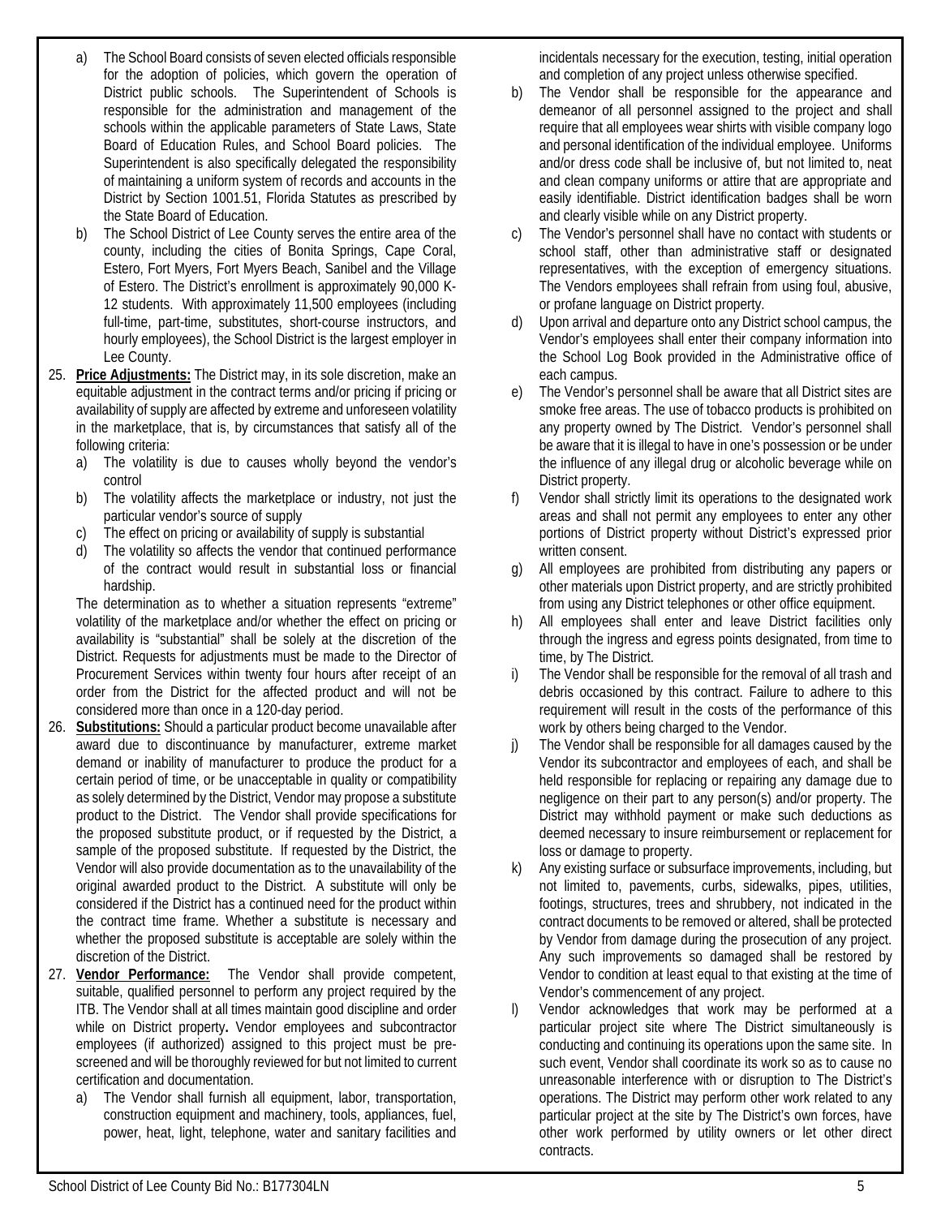a) The School Board consists of seven elected officials responsible for the adoption of policies, which govern the operation of District public schools. The Superintendent of Schools is responsible for the administration and management of the schools within the applicable parameters of State Laws, State Board of Education Rules, and School Board policies. The Superintendent is also specifically delegated the responsibility of maintaining a uniform system of records and accounts in the District by Section 1001.51, Florida Statutes as prescribed by the State Board of Education.

b) The School District of Lee County serves the entire area of the county, including the cities of Bonita Springs, Cape Coral, Estero, Fort Myers, Fort Myers Beach, Sanibel and the Village of Estero. The District's enrollment is approximately 90,000 K-12 students. With approximately 11,500 employees (including full-time, part-time, substitutes, short-course instructors, and hourly employees), the School District is the largest employer in Lee County.

25. **Price Adjustments:** The District may, in its sole discretion, make an equitable adjustment in the contract terms and/or pricing if pricing or availability of supply are affected by extreme and unforeseen volatility in the marketplace, that is, by circumstances that satisfy all of the following criteria:
   a) The volatility is due to causes wholly beyond the vendor's control
   b) The volatility affects the marketplace or industry, not just the particular vendor's source of supply
   c) The effect on pricing or availability of supply is substantial
   d) The volatility so affects the vendor that continued performance of the contract would result in substantial loss or financial hardship.

   The determination as to whether a situation represents "extreme" volatility of the marketplace and/or whether the effect on pricing or availability is "substantial" shall be solely at the discretion of the District. Requests for adjustments must be made to the Director of Procurement Services within twenty four hours after receipt of an order from the District for the affected product and will not be considered more than once in a 120-day period.

26. **Substitutions:** Should a particular product become unavailable after award due to discontinuance by manufacturer, extreme market demand or inability of manufacturer to produce the product for a certain period of time, or be unacceptable in quality or compatibility as solely determined by the District, Vendor may propose a substitute product to the District. The Vendor shall provide specifications for the proposed substitute product, or if requested by the District, a sample of the proposed substitute. If requested by the District, the Vendor will also provide documentation as to the unavailability of the original awarded product to the District. A substitute will only be considered if the District has a continued need for the product within the contract time frame. Whether a substitute is necessary and whether the proposed substitute is acceptable are solely within the discretion of the District.

27. **Vendor Performance:** The Vendor shall provide competent, suitable, qualified personnel to perform any project required by the ITB. The Vendor shall at all times maintain good discipline and order while on District property**.** Vendor employees and subcontractor employees (if authorized) assigned to this project must be pre-screened and will be thoroughly reviewed for but not limited to current certification and documentation.
   a) The Vendor shall furnish all equipment, labor, transportation, construction equipment and machinery, tools, appliances, fuel, power, heat, light, telephone, water and sanitary facilities and incidentals necessary for the execution, testing, initial operation and completion of any project unless otherwise specified.
   b) The Vendor shall be responsible for the appearance and demeanor of all personnel assigned to the project and shall require that all employees wear shirts with visible company logo and personal identification of the individual employee. Uniforms and/or dress code shall be inclusive of, but not limited to, neat and clean company uniforms or attire that are appropriate and easily identifiable. District identification badges shall be worn and clearly visible while on any District property.
   c) The Vendor's personnel shall have no contact with students or school staff, other than administrative staff or designated representatives, with the exception of emergency situations. The Vendors employees shall refrain from using foul, abusive, or profane language on District property.
   d) Upon arrival and departure onto any District school campus, the Vendor's employees shall enter their company information into the School Log Book provided in the Administrative office of each campus.
   e) The Vendor's personnel shall be aware that all District sites are smoke free areas. The use of tobacco products is prohibited on any property owned by The District. Vendor's personnel shall be aware that it is illegal to have in one's possession or be under the influence of any illegal drug or alcoholic beverage while on District property.
   f) Vendor shall strictly limit its operations to the designated work areas and shall not permit any employees to enter any other portions of District property without District's expressed prior written consent.
   g) All employees are prohibited from distributing any papers or other materials upon District property, and are strictly prohibited from using any District telephones or other office equipment.
   h) All employees shall enter and leave District facilities only through the ingress and egress points designated, from time to time, by The District.
   i) The Vendor shall be responsible for the removal of all trash and debris occasioned by this contract. Failure to adhere to this requirement will result in the costs of the performance of this work by others being charged to the Vendor.
   j) The Vendor shall be responsible for all damages caused by the Vendor its subcontractor and employees of each, and shall be held responsible for replacing or repairing any damage due to negligence on their part to any person(s) and/or property. The District may withhold payment or make such deductions as deemed necessary to insure reimbursement or replacement for loss or damage to property.
   k) Any existing surface or subsurface improvements, including, but not limited to, pavements, curbs, sidewalks, pipes, utilities, footings, structures, trees and shrubbery, not indicated in the contract documents to be removed or altered, shall be protected by Vendor from damage during the prosecution of any project. Any such improvements so damaged shall be restored by Vendor to condition at least equal to that existing at the time of Vendor's commencement of any project.
   l) Vendor acknowledges that work may be performed at a particular project site where The District simultaneously is conducting and continuing its operations upon the same site. In such event, Vendor shall coordinate its work so as to cause no unreasonable interference with or disruption to The District's operations. The District may perform other work related to any particular project at the site by The District's own forces, have other work performed by utility owners or let other direct contracts.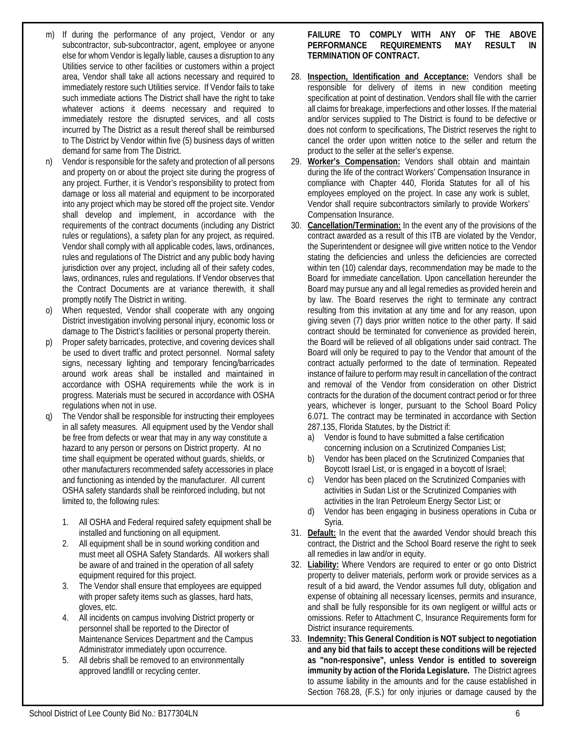m) If during the performance of any project, Vendor or any subcontractor, sub-subcontractor, agent, employee or anyone else for whom Vendor is legally liable, causes a disruption to any Utilities service to other facilities or customers within a project area, Vendor shall take all actions necessary and required to immediately restore such Utilities service. If Vendor fails to take such immediate actions The District shall have the right to take whatever actions it deems necessary and required to immediately restore the disrupted services, and all costs incurred by The District as a result thereof shall be reimbursed to The District by Vendor within five (5) business days of written demand for same from The District.

n) Vendor is responsible for the safety and protection of all persons and property on or about the project site during the progress of any project. Further, it is Vendor's responsibility to protect from damage or loss all material and equipment to be incorporated into any project which may be stored off the project site. Vendor shall develop and implement, in accordance with the requirements of the contract documents (including any District rules or regulations), a safety plan for any project, as required. Vendor shall comply with all applicable codes, laws, ordinances, rules and regulations of The District and any public body having jurisdiction over any project, including all of their safety codes, laws, ordinances, rules and regulations. If Vendor observes that the Contract Documents are at variance therewith, it shall promptly notify The District in writing.

o) When requested, Vendor shall cooperate with any ongoing District investigation involving personal injury, economic loss or damage to The District's facilities or personal property therein.

p) Proper safety barricades, protective, and covering devices shall be used to divert traffic and protect personnel. Normal safety signs, necessary lighting and temporary fencing/barricades around work areas shall be installed and maintained in accordance with OSHA requirements while the work is in progress. Materials must be secured in accordance with OSHA regulations when not in use.

q) The Vendor shall be responsible for instructing their employees in all safety measures. All equipment used by the Vendor shall be free from defects or wear that may in any way constitute a hazard to any person or persons on District property. At no time shall equipment be operated without guards, shields, or other manufacturers recommended safety accessories in place and functioning as intended by the manufacturer. All current OSHA safety standards shall be reinforced including, but not limited to, the following rules:

1. All OSHA and Federal required safety equipment shall be installed and functioning on all equipment.
2. All equipment shall be in sound working condition and must meet all OSHA Safety Standards. All workers shall be aware of and trained in the operation of all safety equipment required for this project.
3. The Vendor shall ensure that employees are equipped with proper safety items such as glasses, hard hats, gloves, etc.
4. All incidents on campus involving District property or personnel shall be reported to the Director of Maintenance Services Department and the Campus Administrator immediately upon occurrence.
5. All debris shall be removed to an environmentally approved landfill or recycling center.

**FAILURE TO COMPLY WITH ANY OF THE ABOVE PERFORMANCE REQUIREMENTS MAY RESULT IN TERMINATION OF CONTRACT.**

28. **Inspection, Identification and Acceptance:** Vendors shall be responsible for delivery of items in new condition meeting specification at point of destination. Vendors shall file with the carrier all claims for breakage, imperfections and other losses. If the material and/or services supplied to The District is found to be defective or does not conform to specifications, The District reserves the right to cancel the order upon written notice to the seller and return the product to the seller at the seller's expense.

29. **Worker's Compensation:** Vendors shall obtain and maintain during the life of the contract Workers' Compensation Insurance in compliance with Chapter 440, Florida Statutes for all of his employees employed on the project. In case any work is sublet, Vendor shall require subcontractors similarly to provide Workers' Compensation Insurance.

30. **Cancellation/Termination:** In the event any of the provisions of the contract awarded as a result of this ITB are violated by the Vendor, the Superintendent or designee will give written notice to the Vendor stating the deficiencies and unless the deficiencies are corrected within ten (10) calendar days, recommendation may be made to the Board for immediate cancellation. Upon cancellation hereunder the Board may pursue any and all legal remedies as provided herein and by law. The Board reserves the right to terminate any contract resulting from this invitation at any time and for any reason, upon giving seven (7) days prior written notice to the other party. If said contract should be terminated for convenience as provided herein, the Board will be relieved of all obligations under said contract. The Board will only be required to pay to the Vendor that amount of the contract actually performed to the date of termination. Repeated instance of failure to perform may result in cancellation of the contract and removal of the Vendor from consideration on other District contracts for the duration of the document contract period or for three years, whichever is longer, pursuant to the School Board Policy 6.071. The contract may be terminated in accordance with Section 287.135, Florida Statutes, by the District if:
    a) Vendor is found to have submitted a false certification concerning inclusion on a Scrutinized Companies List;
    b) Vendor has been placed on the Scrutinized Companies that Boycott Israel List, or is engaged in a boycott of Israel;
    c) Vendor has been placed on the Scrutinized Companies with activities in Sudan List or the Scrutinized Companies with activities in the Iran Petroleum Energy Sector List; or
    d) Vendor has been engaging in business operations in Cuba or Syria.

31. **Default:** In the event that the awarded Vendor should breach this contract, the District and the School Board reserve the right to seek all remedies in law and/or in equity.

32. **Liability:** Where Vendors are required to enter or go onto District property to deliver materials, perform work or provide services as a result of a bid award, the Vendor assumes full duty, obligation and expense of obtaining all necessary licenses, permits and insurance, and shall be fully responsible for its own negligent or willful acts or omissions. Refer to Attachment C, Insurance Requirements form for District insurance requirements.

33. **Indemnity: This General Condition is NOT subject to negotiation and any bid that fails to accept these conditions will be rejected as "non-responsive", unless Vendor is entitled to sovereign immunity by action of the Florida Legislature.** The District agrees to assume liability in the amounts and for the cause established in Section 768.28, (F.S.) for only injuries or damage caused by the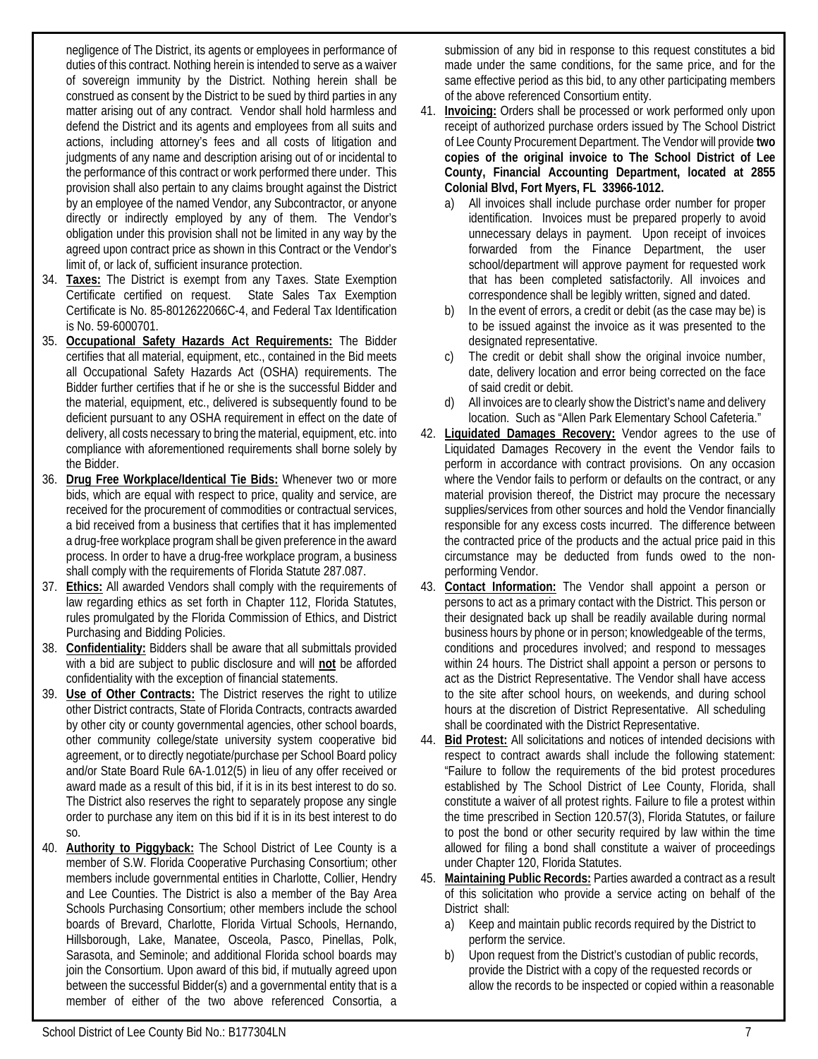negligence of The District, its agents or employees in performance of duties of this contract. Nothing herein is intended to serve as a waiver of sovereign immunity by the District. Nothing herein shall be construed as consent by the District to be sued by third parties in any matter arising out of any contract. Vendor shall hold harmless and defend the District and its agents and employees from all suits and actions, including attorney's fees and all costs of litigation and judgments of any name and description arising out of or incidental to the performance of this contract or work performed there under. This provision shall also pertain to any claims brought against the District by an employee of the named Vendor, any Subcontractor, or anyone directly or indirectly employed by any of them. The Vendor's obligation under this provision shall not be limited in any way by the agreed upon contract price as shown in this Contract or the Vendor's limit of, or lack of, sufficient insurance protection.

34. **Taxes:** The District is exempt from any Taxes. State Exemption Certificate certified on request. State Sales Tax Exemption Certificate is No. 85-8012622066C-4, and Federal Tax Identification is No. 59-6000701.
35. **Occupational Safety Hazards Act Requirements:** The Bidder certifies that all material, equipment, etc., contained in the Bid meets all Occupational Safety Hazards Act (OSHA) requirements. The Bidder further certifies that if he or she is the successful Bidder and the material, equipment, etc., delivered is subsequently found to be deficient pursuant to any OSHA requirement in effect on the date of delivery, all costs necessary to bring the material, equipment, etc. into compliance with aforementioned requirements shall borne solely by the Bidder.
36. **Drug Free Workplace/Identical Tie Bids:** Whenever two or more bids, which are equal with respect to price, quality and service, are received for the procurement of commodities or contractual services, a bid received from a business that certifies that it has implemented a drug-free workplace program shall be given preference in the award process. In order to have a drug-free workplace program, a business shall comply with the requirements of Florida Statute 287.087.
37. **Ethics:** All awarded Vendors shall comply with the requirements of law regarding ethics as set forth in Chapter 112, Florida Statutes, rules promulgated by the Florida Commission of Ethics, and District Purchasing and Bidding Policies.
38. **Confidentiality:** Bidders shall be aware that all submittals provided with a bid are subject to public disclosure and will **not** be afforded confidentiality with the exception of financial statements.
39. **Use of Other Contracts:** The District reserves the right to utilize other District contracts, State of Florida Contracts, contracts awarded by other city or county governmental agencies, other school boards, other community college/state university system cooperative bid agreement, or to directly negotiate/purchase per School Board policy and/or State Board Rule 6A-1.012(5) in lieu of any offer received or award made as a result of this bid, if it is in its best interest to do so. The District also reserves the right to separately propose any single order to purchase any item on this bid if it is in its best interest to do so.
40. **Authority to Piggyback:** The School District of Lee County is a member of S.W. Florida Cooperative Purchasing Consortium; other members include governmental entities in Charlotte, Collier, Hendry and Lee Counties. The District is also a member of the Bay Area Schools Purchasing Consortium; other members include the school boards of Brevard, Charlotte, Florida Virtual Schools, Hernando, Hillsborough, Lake, Manatee, Osceola, Pasco, Pinellas, Polk, Sarasota, and Seminole; and additional Florida school boards may join the Consortium. Upon award of this bid, if mutually agreed upon between the successful Bidder(s) and a governmental entity that is a member of either of the two above referenced Consortia, a submission of any bid in response to this request constitutes a bid made under the same conditions, for the same price, and for the same effective period as this bid, to any other participating members of the above referenced Consortium entity.
41. **Invoicing:** Orders shall be processed or work performed only upon receipt of authorized purchase orders issued by The School District of Lee County Procurement Department. The Vendor will provide **two copies of the original invoice to The School District of Lee County, Financial Accounting Department, located at 2855 Colonial Blvd, Fort Myers, FL 33966-1012.**
    a) All invoices shall include purchase order number for proper identification. Invoices must be prepared properly to avoid unnecessary delays in payment. Upon receipt of invoices forwarded from the Finance Department, the user school/department will approve payment for requested work that has been completed satisfactorily. All invoices and correspondence shall be legibly written, signed and dated.
    b) In the event of errors, a credit or debit (as the case may be) is to be issued against the invoice as it was presented to the designated representative.
    c) The credit or debit shall show the original invoice number, date, delivery location and error being corrected on the face of said credit or debit.
    d) All invoices are to clearly show the District's name and delivery location. Such as "Allen Park Elementary School Cafeteria."
42. **Liquidated Damages Recovery:** Vendor agrees to the use of Liquidated Damages Recovery in the event the Vendor fails to perform in accordance with contract provisions. On any occasion where the Vendor fails to perform or defaults on the contract, or any material provision thereof, the District may procure the necessary supplies/services from other sources and hold the Vendor financially responsible for any excess costs incurred. The difference between the contracted price of the products and the actual price paid in this circumstance may be deducted from funds owed to the non-performing Vendor.
43. **Contact Information:** The Vendor shall appoint a person or persons to act as a primary contact with the District. This person or their designated back up shall be readily available during normal business hours by phone or in person; knowledgeable of the terms, conditions and procedures involved; and respond to messages within 24 hours. The District shall appoint a person or persons to act as the District Representative. The Vendor shall have access to the site after school hours, on weekends, and during school hours at the discretion of District Representative. All scheduling shall be coordinated with the District Representative.
44. **Bid Protest:** All solicitations and notices of intended decisions with respect to contract awards shall include the following statement: "Failure to follow the requirements of the bid protest procedures established by The School District of Lee County, Florida, shall constitute a waiver of all protest rights. Failure to file a protest within the time prescribed in Section 120.57(3), Florida Statutes, or failure to post the bond or other security required by law within the time allowed for filing a bond shall constitute a waiver of proceedings under Chapter 120, Florida Statutes.
45. **Maintaining Public Records:** Parties awarded a contract as a result of this solicitation who provide a service acting on behalf of the District shall:
    a) Keep and maintain public records required by the District to perform the service.
    b) Upon request from the District's custodian of public records, provide the District with a copy of the requested records or allow the records to be inspected or copied within a reasonable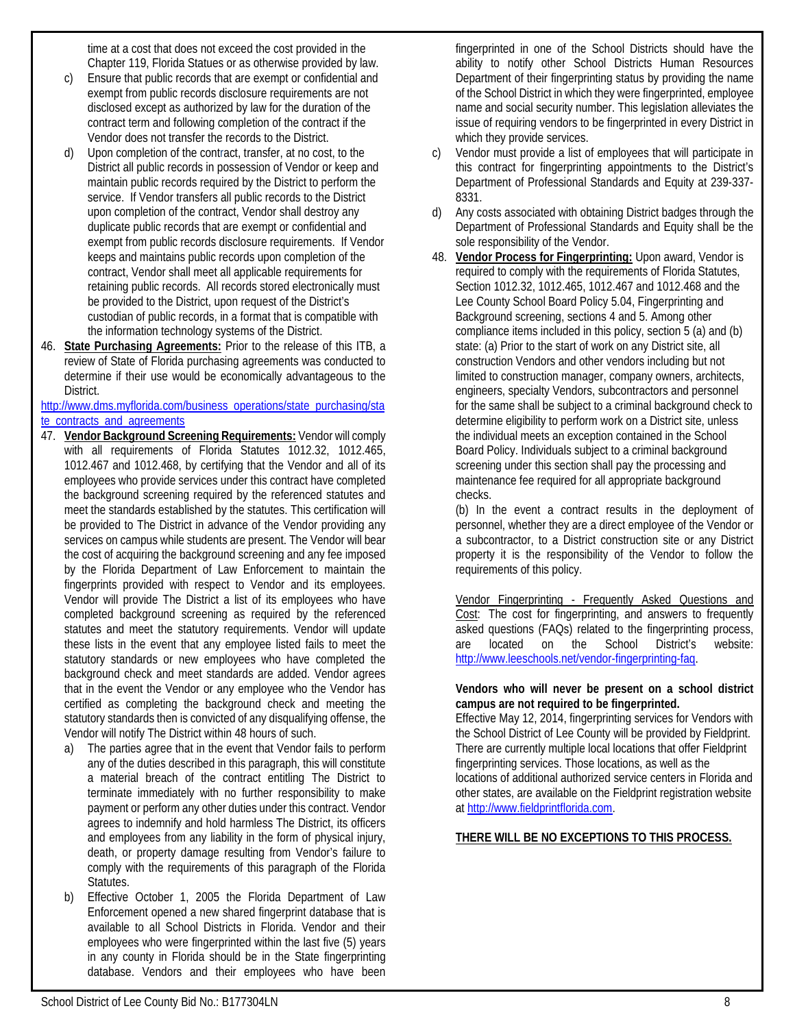time at a cost that does not exceed the cost provided in the Chapter 119, Florida Statues or as otherwise provided by law.

c) Ensure that public records that are exempt or confidential and exempt from public records disclosure requirements are not disclosed except as authorized by law for the duration of the contract term and following completion of the contract if the Vendor does not transfer the records to the District.

d) Upon completion of the contract, transfer, at no cost, to the District all public records in possession of Vendor or keep and maintain public records required by the District to perform the service. If Vendor transfers all public records to the District upon completion of the contract, Vendor shall destroy any duplicate public records that are exempt or confidential and exempt from public records disclosure requirements. If Vendor keeps and maintains public records upon completion of the contract, Vendor shall meet all applicable requirements for retaining public records. All records stored electronically must be provided to the District, upon request of the District's custodian of public records, in a format that is compatible with the information technology systems of the District.

46. **State Purchasing Agreements:** Prior to the release of this ITB, a review of State of Florida purchasing agreements was conducted to determine if their use would be economically advantageous to the District.

[http://www.dms.myflorida.com/business_operations/state_purchasing/state_contracts_and_agreements](http://www.dms.myflorida.com/business_operations/state_purchasing/state_contracts_and_agreements)

47. **Vendor Background Screening Requirements:** Vendor will comply with all requirements of Florida Statutes 1012.32, 1012.465, 1012.467 and 1012.468, by certifying that the Vendor and all of its employees who provide services under this contract have completed the background screening required by the referenced statutes and meet the standards established by the statutes. This certification will be provided to The District in advance of the Vendor providing any services on campus while students are present. The Vendor will bear the cost of acquiring the background screening and any fee imposed by the Florida Department of Law Enforcement to maintain the fingerprints provided with respect to Vendor and its employees. Vendor will provide The District a list of its employees who have completed background screening as required by the referenced statutes and meet the statutory requirements. Vendor will update these lists in the event that any employee listed fails to meet the statutory standards or new employees who have completed the background check and meet standards are added. Vendor agrees that in the event the Vendor or any employee who the Vendor has certified as completing the background check and meeting the statutory standards then is convicted of any disqualifying offense, the Vendor will notify The District within 48 hours of such.

a) The parties agree that in the event that Vendor fails to perform any of the duties described in this paragraph, this will constitute a material breach of the contract entitling The District to terminate immediately with no further responsibility to make payment or perform any other duties under this contract. Vendor agrees to indemnify and hold harmless The District, its officers and employees from any liability in the form of physical injury, death, or property damage resulting from Vendor's failure to comply with the requirements of this paragraph of the Florida Statutes.

b) Effective October 1, 2005 the Florida Department of Law Enforcement opened a new shared fingerprint database that is available to all School Districts in Florida. Vendor and their employees who were fingerprinted within the last five (5) years in any county in Florida should be in the State fingerprinting database. Vendors and their employees who have been fingerprinted in one of the School Districts should have the ability to notify other School Districts Human Resources Department of their fingerprinting status by providing the name of the School District in which they were fingerprinted, employee name and social security number. This legislation alleviates the issue of requiring vendors to be fingerprinted in every District in which they provide services.

c) Vendor must provide a list of employees that will participate in this contract for fingerprinting appointments to the District's Department of Professional Standards and Equity at 239-337-8331.

d) Any costs associated with obtaining District badges through the Department of Professional Standards and Equity shall be the sole responsibility of the Vendor.

48. **Vendor Process for Fingerprinting:** Upon award, Vendor is required to comply with the requirements of Florida Statutes, Section 1012.32, 1012.465, 1012.467 and 1012.468 and the Lee County School Board Policy 5.04, Fingerprinting and Background screening, sections 4 and 5. Among other compliance items included in this policy, section 5 (a) and (b) state: (a) Prior to the start of work on any District site, all construction Vendors and other vendors including but not limited to construction manager, company owners, architects, engineers, specialty Vendors, subcontractors and personnel for the same shall be subject to a criminal background check to determine eligibility to perform work on a District site, unless the individual meets an exception contained in the School Board Policy. Individuals subject to a criminal background screening under this section shall pay the processing and maintenance fee required for all appropriate background checks.

(b) In the event a contract results in the deployment of personnel, whether they are a direct employee of the Vendor or a subcontractor, to a District construction site or any District property it is the responsibility of the Vendor to follow the requirements of this policy.

Vendor Fingerprinting - Frequently Asked Questions and Cost: The cost for fingerprinting, and answers to frequently asked questions (FAQs) related to the fingerprinting process, are located on the School District's website: [http://www.leeschools.net/vendor-fingerprinting-faq](http://www.leeschools.net/vendor-fingerprinting-faq).

**Vendors who will never be present on a school district campus are not required to be fingerprinted.**

Effective May 12, 2014, fingerprinting services for Vendors with the School District of Lee County will be provided by Fieldprint. There are currently multiple local locations that offer Fieldprint fingerprinting services. Those locations, as well as the locations of additional authorized service centers in Florida and other states, are available on the Fieldprint registration website at [http://www.fieldprintflorida.com](http://www.fieldprintflorida.com).

**THERE WILL BE NO EXCEPTIONS TO THIS PROCESS.**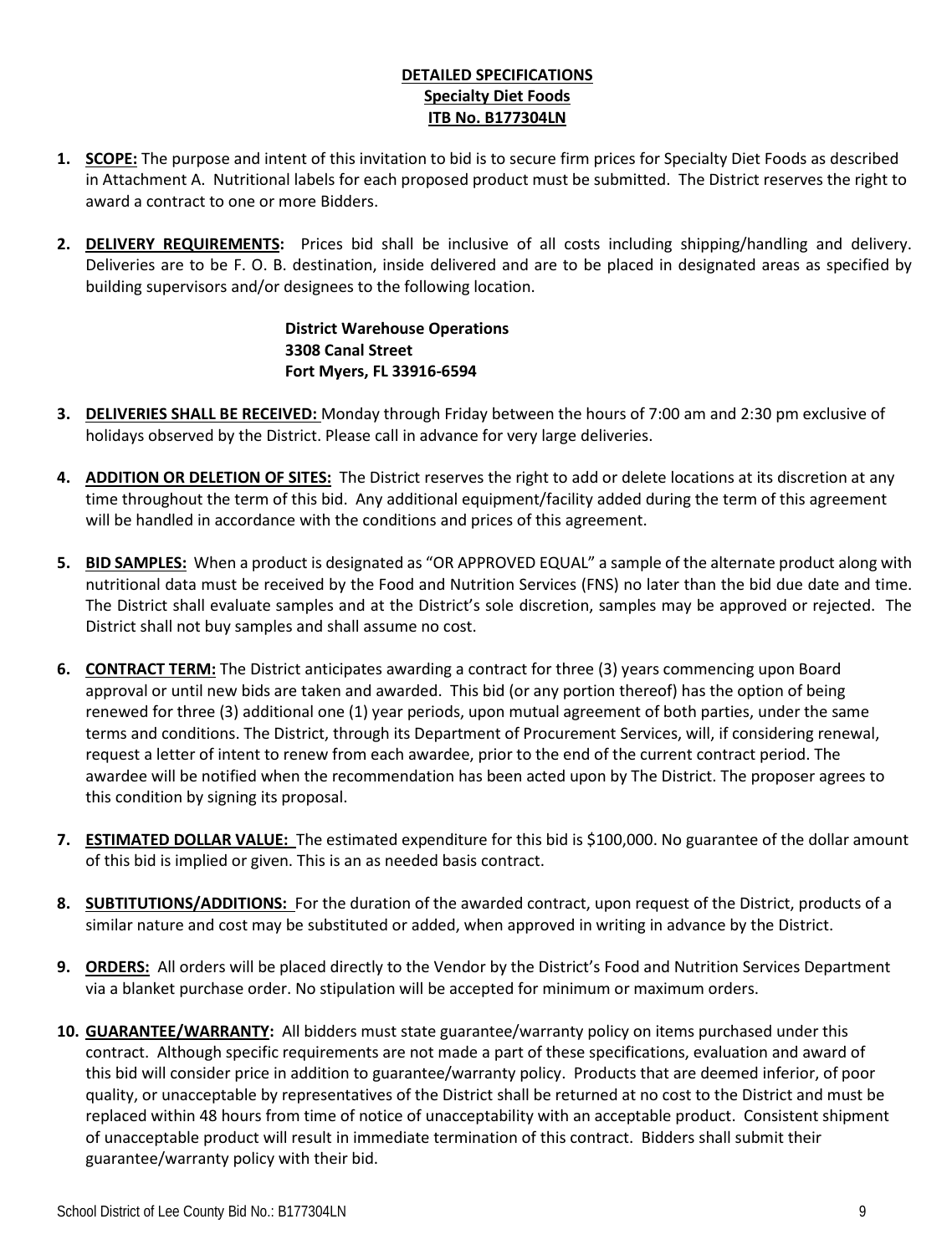**DETAILED SPECIFICATIONS**
**Specialty Diet Foods**
**ITB No. B177304LN**

1. **SCOPE:** The purpose and intent of this invitation to bid is to secure firm prices for Specialty Diet Foods as described in Attachment A. Nutritional labels for each proposed product must be submitted. The District reserves the right to award a contract to one or more Bidders.

2. **DELIVERY REQUIREMENTS:** Prices bid shall be inclusive of all costs including shipping/handling and delivery. Deliveries are to be F. O. B. destination, inside delivered and are to be placed in designated areas as specified by building supervisors and/or designees to the following location.

   **District Warehouse Operations**
   **3308 Canal Street**
   **Fort Myers, FL 33916-6594**

3. **DELIVERIES SHALL BE RECEIVED:** Monday through Friday between the hours of 7:00 am and 2:30 pm exclusive of holidays observed by the District. Please call in advance for very large deliveries.

4. **ADDITION OR DELETION OF SITES:** The District reserves the right to add or delete locations at its discretion at any time throughout the term of this bid. Any additional equipment/facility added during the term of this agreement will be handled in accordance with the conditions and prices of this agreement.

5. **BID SAMPLES:** When a product is designated as "OR APPROVED EQUAL" a sample of the alternate product along with nutritional data must be received by the Food and Nutrition Services (FNS) no later than the bid due date and time. The District shall evaluate samples and at the District's sole discretion, samples may be approved or rejected. The District shall not buy samples and shall assume no cost.

6. **CONTRACT TERM:** The District anticipates awarding a contract for three (3) years commencing upon Board approval or until new bids are taken and awarded. This bid (or any portion thereof) has the option of being renewed for three (3) additional one (1) year periods, upon mutual agreement of both parties, under the same terms and conditions. The District, through its Department of Procurement Services, will, if considering renewal, request a letter of intent to renew from each awardee, prior to the end of the current contract period. The awardee will be notified when the recommendation has been acted upon by The District. The proposer agrees to this condition by signing its proposal.

7. **ESTIMATED DOLLAR VALUE:** The estimated expenditure for this bid is $100,000. No guarantee of the dollar amount of this bid is implied or given. This is an as needed basis contract.

8. **SUBTITUTIONS/ADDITIONS:** For the duration of the awarded contract, upon request of the District, products of a similar nature and cost may be substituted or added, when approved in writing in advance by the District.

9. **ORDERS:** All orders will be placed directly to the Vendor by the District's Food and Nutrition Services Department via a blanket purchase order. No stipulation will be accepted for minimum or maximum orders.

10. **GUARANTEE/WARRANTY:** All bidders must state guarantee/warranty policy on items purchased under this contract. Although specific requirements are not made a part of these specifications, evaluation and award of this bid will consider price in addition to guarantee/warranty policy. Products that are deemed inferior, of poor quality, or unacceptable by representatives of the District shall be returned at no cost to the District and must be replaced within 48 hours from time of notice of unacceptability with an acceptable product. Consistent shipment of unacceptable product will result in immediate termination of this contract. Bidders shall submit their guarantee/warranty policy with their bid.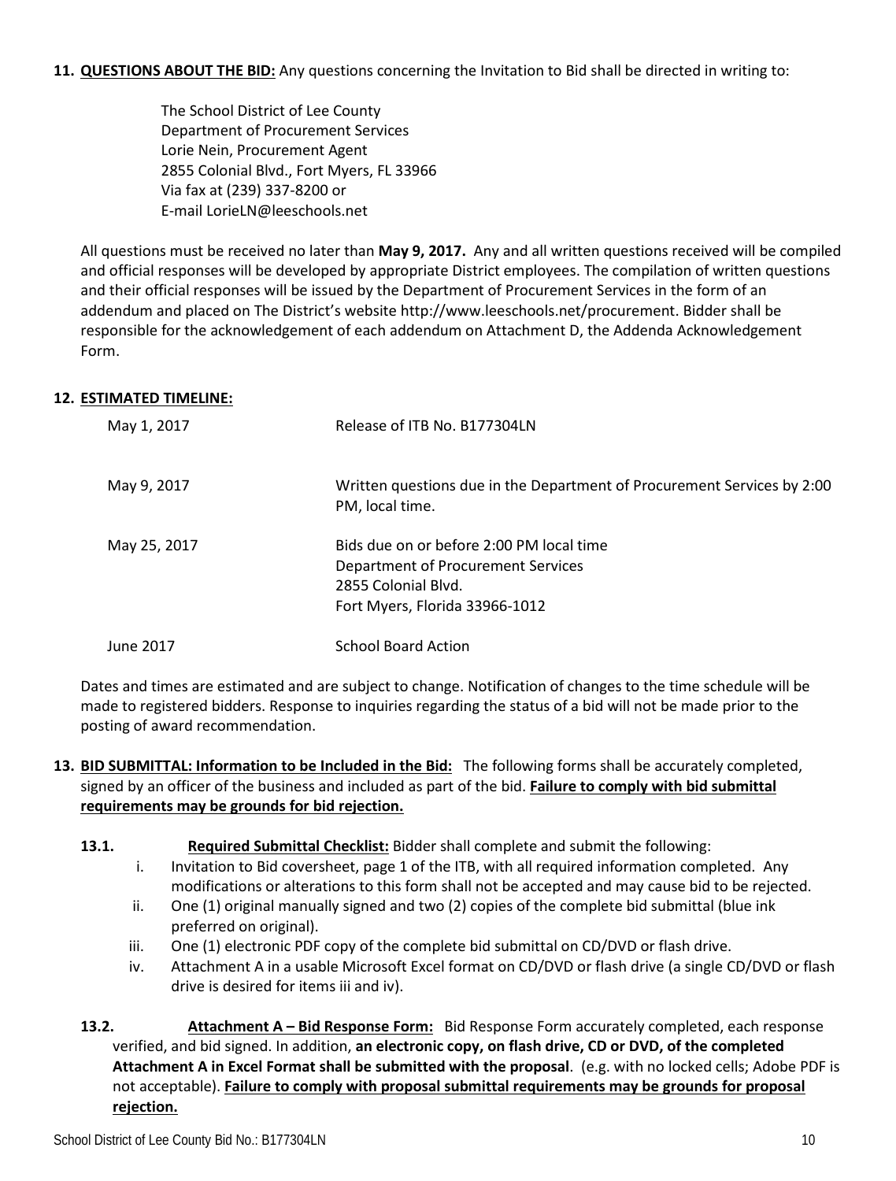**11. <u>QUESTIONS ABOUT THE BID:</u>** Any questions concerning the Invitation to Bid shall be directed in writing to:

> The School District of Lee County
> Department of Procurement Services
> Lorie Nein, Procurement Agent
> 2855 Colonial Blvd., Fort Myers, FL 33966
> Via fax at (239) 337-8200 or
> E-mail LorieLN@leeschools.net

All questions must be received no later than **May 9, 2017.** Any and all written questions received will be compiled and official responses will be developed by appropriate District employees. The compilation of written questions and their official responses will be issued by the Department of Procurement Services in the form of an addendum and placed on The District's website http://www.leeschools.net/procurement. Bidder shall be responsible for the acknowledgement of each addendum on Attachment D, the Addenda Acknowledgement Form.

**12. <u>ESTIMATED TIMELINE:</u>**

| | |
|---|---|
| May 1, 2017 | Release of ITB No. B177304LN |
| May 9, 2017 | Written questions due in the Department of Procurement Services by 2:00 PM, local time. |
| May 25, 2017 | Bids due on or before 2:00 PM local time<br>Department of Procurement Services<br>2855 Colonial Blvd.<br>Fort Myers, Florida 33966-1012 |
| June 2017 | School Board Action |

Dates and times are estimated and are subject to change. Notification of changes to the time schedule will be made to registered bidders. Response to inquiries regarding the status of a bid will not be made prior to the posting of award recommendation.

**13. <u>BID SUBMITTAL: Information to be Included in the Bid:</u>** The following forms shall be accurately completed, signed by an officer of the business and included as part of the bid. **<u>Failure to comply with bid submittal requirements may be grounds for bid rejection.</u>**

**13.1. <u>Required Submittal Checklist:</u>** Bidder shall complete and submit the following:

i. Invitation to Bid coversheet, page 1 of the ITB, with all required information completed. Any modifications or alterations to this form shall not be accepted and may cause bid to be rejected.
ii. One (1) original manually signed and two (2) copies of the complete bid submittal (blue ink preferred on original).
iii. One (1) electronic PDF copy of the complete bid submittal on CD/DVD or flash drive.
iv. Attachment A in a usable Microsoft Excel format on CD/DVD or flash drive (a single CD/DVD or flash drive is desired for items iii and iv).

**13.2. <u>Attachment A – Bid Response Form:</u>** Bid Response Form accurately completed, each response verified, and bid signed. In addition, **an electronic copy, on flash drive, CD or DVD, of the completed Attachment A in Excel Format shall be submitted with the proposal**. (e.g. with no locked cells; Adobe PDF is not acceptable). **<u>Failure to comply with proposal submittal requirements may be grounds for proposal rejection.</u>**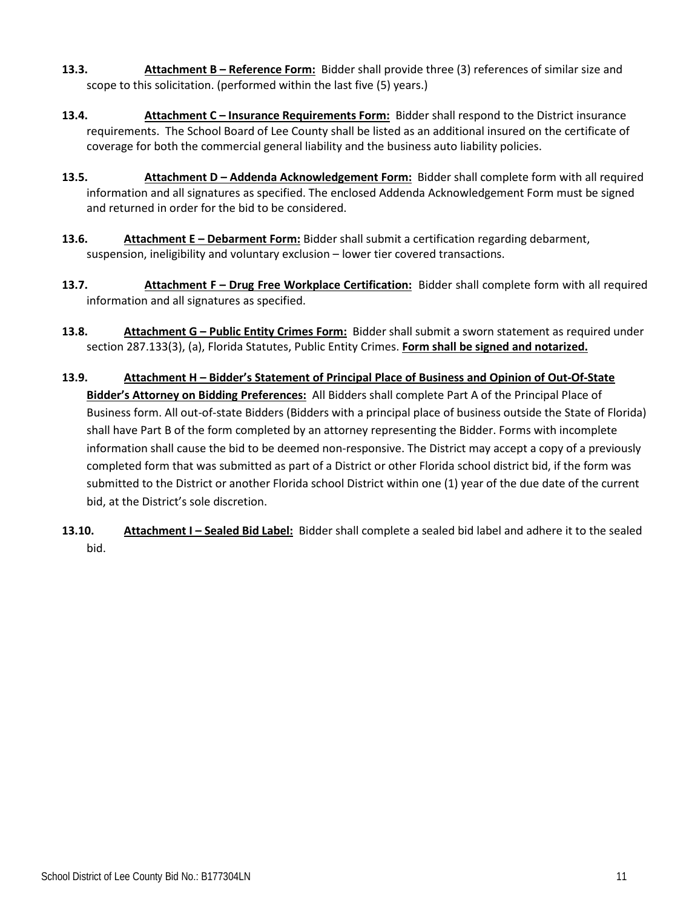**13.3.** **<u>Attachment B – Reference Form:</u>** Bidder shall provide three (3) references of similar size and scope to this solicitation. (performed within the last five (5) years.)

**13.4.** **<u>Attachment C – Insurance Requirements Form:</u>** Bidder shall respond to the District insurance requirements. The School Board of Lee County shall be listed as an additional insured on the certificate of coverage for both the commercial general liability and the business auto liability policies.

**13.5.** **<u>Attachment D – Addenda Acknowledgement Form:</u>** Bidder shall complete form with all required information and all signatures as specified. The enclosed Addenda Acknowledgement Form must be signed and returned in order for the bid to be considered.

**13.6.** **<u>Attachment E – Debarment Form:</u>** Bidder shall submit a certification regarding debarment, suspension, ineligibility and voluntary exclusion – lower tier covered transactions.

**13.7.** **<u>Attachment F – Drug Free Workplace Certification:</u>** Bidder shall complete form with all required information and all signatures as specified.

**13.8.** **<u>Attachment G – Public Entity Crimes Form:</u>** Bidder shall submit a sworn statement as required under section 287.133(3), (a), Florida Statutes, Public Entity Crimes. **<u>Form shall be signed and notarized.</u>**

**13.9.** **<u>Attachment H – Bidder's Statement of Principal Place of Business and Opinion of Out-Of-State Bidder's Attorney on Bidding Preferences:</u>** All Bidders shall complete Part A of the Principal Place of Business form. All out-of-state Bidders (Bidders with a principal place of business outside the State of Florida) shall have Part B of the form completed by an attorney representing the Bidder. Forms with incomplete information shall cause the bid to be deemed non-responsive. The District may accept a copy of a previously completed form that was submitted as part of a District or other Florida school district bid, if the form was submitted to the District or another Florida school District within one (1) year of the due date of the current bid, at the District's sole discretion.

**13.10.** **<u>Attachment I – Sealed Bid Label:</u>** Bidder shall complete a sealed bid label and adhere it to the sealed bid.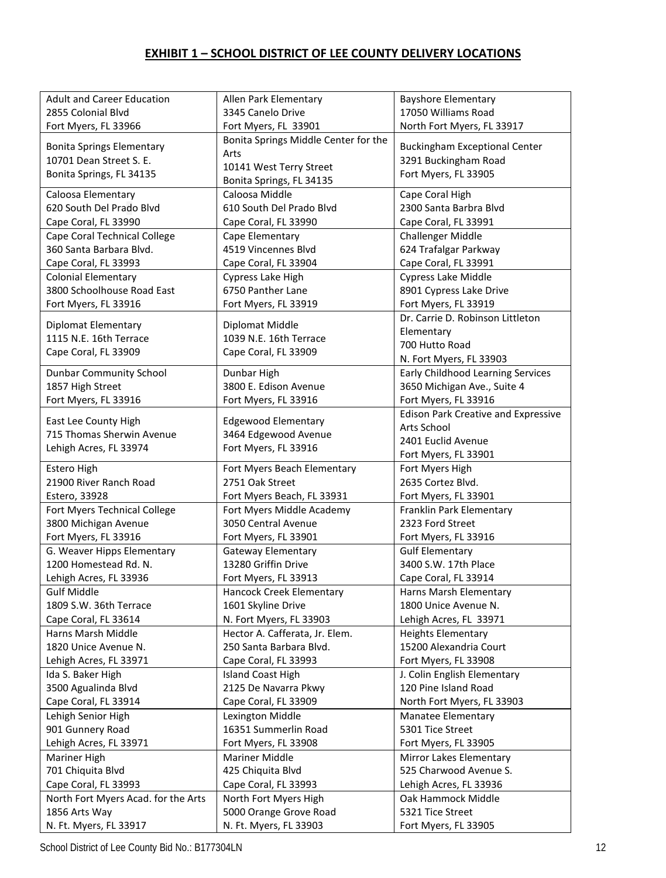## EXHIBIT 1 – SCHOOL DISTRICT OF LEE COUNTY DELIVERY LOCATIONS

| | | |
|---|---|---|
| Adult and Career Education<br>2855 Colonial Blvd<br>Fort Myers, FL 33966 | Allen Park Elementary<br>3345 Canelo Drive<br>Fort Myers, FL 33901 | Bayshore Elementary<br>17050 Williams Road<br>North Fort Myers, FL 33917 |
| Bonita Springs Elementary<br>10701 Dean Street S. E.<br>Bonita Springs, FL 34135 | Bonita Springs Middle Center for the Arts<br>10141 West Terry Street<br>Bonita Springs, FL 34135 | Buckingham Exceptional Center<br>3291 Buckingham Road<br>Fort Myers, FL 33905 |
| Caloosa Elementary<br>620 South Del Prado Blvd<br>Cape Coral, FL 33990 | Caloosa Middle<br>610 South Del Prado Blvd<br>Cape Coral, FL 33990 | Cape Coral High<br>2300 Santa Barbra Blvd<br>Cape Coral, FL 33991 |
| Cape Coral Technical College<br>360 Santa Barbara Blvd.<br>Cape Coral, FL 33993 | Cape Elementary<br>4519 Vincennes Blvd<br>Cape Coral, FL 33904 | Challenger Middle<br>624 Trafalgar Parkway<br>Cape Coral, FL 33991 |
| Colonial Elementary<br>3800 Schoolhouse Road East<br>Fort Myers, FL 33916 | Cypress Lake High<br>6750 Panther Lane<br>Fort Myers, FL 33919 | Cypress Lake Middle<br>8901 Cypress Lake Drive<br>Fort Myers, FL 33919 |
| Diplomat Elementary<br>1115 N.E. 16th Terrace<br>Cape Coral, FL 33909 | Diplomat Middle<br>1039 N.E. 16th Terrace<br>Cape Coral, FL 33909 | Dr. Carrie D. Robinson Littleton Elementary<br>700 Hutto Road<br>N. Fort Myers, FL 33903 |
| Dunbar Community School<br>1857 High Street<br>Fort Myers, FL 33916 | Dunbar High<br>3800 E. Edison Avenue<br>Fort Myers, FL 33916 | Early Childhood Learning Services<br>3650 Michigan Ave., Suite 4<br>Fort Myers, FL 33916 |
| East Lee County High<br>715 Thomas Sherwin Avenue<br>Lehigh Acres, FL 33974 | Edgewood Elementary<br>3464 Edgewood Avenue<br>Fort Myers, FL 33916 | Edison Park Creative and Expressive Arts School<br>2401 Euclid Avenue<br>Fort Myers, FL 33901 |
| Estero High<br>21900 River Ranch Road<br>Estero, 33928 | Fort Myers Beach Elementary<br>2751 Oak Street<br>Fort Myers Beach, FL 33931 | Fort Myers High<br>2635 Cortez Blvd.<br>Fort Myers, FL 33901 |
| Fort Myers Technical College<br>3800 Michigan Avenue<br>Fort Myers, FL 33916 | Fort Myers Middle Academy<br>3050 Central Avenue<br>Fort Myers, FL 33901 | Franklin Park Elementary<br>2323 Ford Street<br>Fort Myers, FL 33916 |
| G. Weaver Hipps Elementary<br>1200 Homestead Rd. N.<br>Lehigh Acres, FL 33936 | Gateway Elementary<br>13280 Griffin Drive<br>Fort Myers, FL 33913 | Gulf Elementary<br>3400 S.W. 17th Place<br>Cape Coral, FL 33914 |
| Gulf Middle<br>1809 S.W. 36th Terrace<br>Cape Coral, FL 33614 | Hancock Creek Elementary<br>1601 Skyline Drive<br>N. Fort Myers, FL 33903 | Harns Marsh Elementary<br>1800 Unice Avenue N.<br>Lehigh Acres, FL 33971 |
| Harns Marsh Middle<br>1820 Unice Avenue N.<br>Lehigh Acres, FL 33971 | Hector A. Cafferata, Jr. Elem.<br>250 Santa Barbara Blvd.<br>Cape Coral, FL 33993 | Heights Elementary<br>15200 Alexandria Court<br>Fort Myers, FL 33908 |
| Ida S. Baker High<br>3500 Agualinda Blvd<br>Cape Coral, FL 33914 | Island Coast High<br>2125 De Navarra Pkwy<br>Cape Coral, FL 33909 | J. Colin English Elementary<br>120 Pine Island Road<br>North Fort Myers, FL 33903 |
| Lehigh Senior High<br>901 Gunnery Road<br>Lehigh Acres, FL 33971 | Lexington Middle<br>16351 Summerlin Road<br>Fort Myers, FL 33908 | Manatee Elementary<br>5301 Tice Street<br>Fort Myers, FL 33905 |
| Mariner High<br>701 Chiquita Blvd<br>Cape Coral, FL 33993 | Mariner Middle<br>425 Chiquita Blvd<br>Cape Coral, FL 33993 | Mirror Lakes Elementary<br>525 Charwood Avenue S.<br>Lehigh Acres, FL 33936 |
| North Fort Myers Acad. for the Arts<br>1856 Arts Way<br>N. Ft. Myers, FL 33917 | North Fort Myers High<br>5000 Orange Grove Road<br>N. Ft. Myers, FL 33903 | Oak Hammock Middle<br>5321 Tice Street<br>Fort Myers, FL 33905 |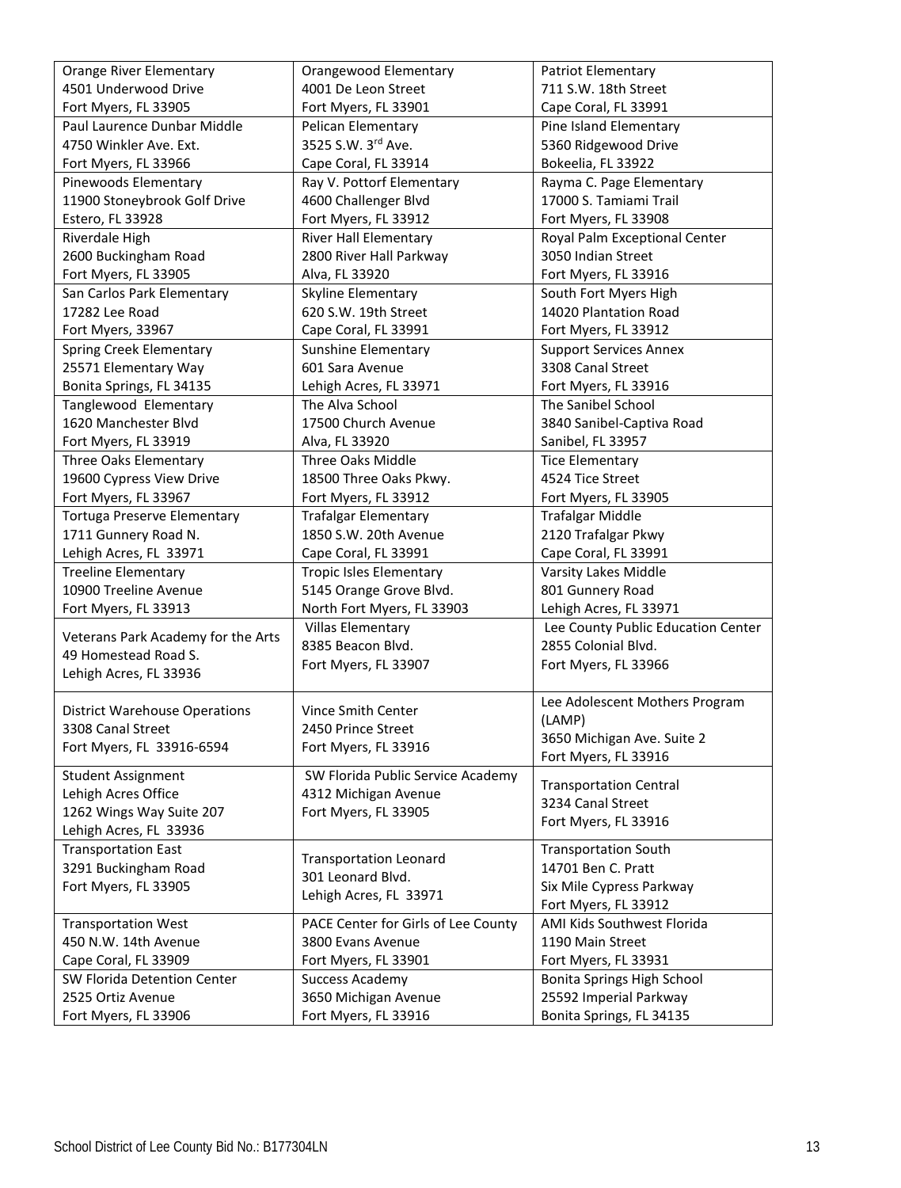| | | |
|---|---|---|
| Orange River Elementary<br>4501 Underwood Drive<br>Fort Myers, FL 33905 | Orangewood Elementary<br>4001 De Leon Street<br>Fort Myers, FL 33901 | Patriot Elementary<br>711 S.W. 18th Street<br>Cape Coral, FL 33991 |
| Paul Laurence Dunbar Middle<br>4750 Winkler Ave. Ext.<br>Fort Myers, FL 33966 | Pelican Elementary<br>3525 S.W. 3rd Ave.<br>Cape Coral, FL 33914 | Pine Island Elementary<br>5360 Ridgewood Drive<br>Bokeelia, FL 33922 |
| Pinewoods Elementary<br>11900 Stoneybrook Golf Drive<br>Estero, FL 33928 | Ray V. Pottorf Elementary<br>4600 Challenger Blvd<br>Fort Myers, FL 33912 | Rayma C. Page Elementary<br>17000 S. Tamiami Trail<br>Fort Myers, FL 33908 |
| Riverdale High<br>2600 Buckingham Road<br>Fort Myers, FL 33905 | River Hall Elementary<br>2800 River Hall Parkway<br>Alva, FL 33920 | Royal Palm Exceptional Center<br>3050 Indian Street<br>Fort Myers, FL 33916 |
| San Carlos Park Elementary<br>17282 Lee Road<br>Fort Myers, 33967 | Skyline Elementary<br>620 S.W. 19th Street<br>Cape Coral, FL 33991 | South Fort Myers High<br>14020 Plantation Road<br>Fort Myers, FL 33912 |
| Spring Creek Elementary<br>25571 Elementary Way<br>Bonita Springs, FL 34135 | Sunshine Elementary<br>601 Sara Avenue<br>Lehigh Acres, FL 33971 | Support Services Annex<br>3308 Canal Street<br>Fort Myers, FL 33916 |
| Tanglewood Elementary<br>1620 Manchester Blvd<br>Fort Myers, FL 33919 | The Alva School<br>17500 Church Avenue<br>Alva, FL 33920 | The Sanibel School<br>3840 Sanibel-Captiva Road<br>Sanibel, FL 33957 |
| Three Oaks Elementary<br>19600 Cypress View Drive<br>Fort Myers, FL 33967 | Three Oaks Middle<br>18500 Three Oaks Pkwy.<br>Fort Myers, FL 33912 | Tice Elementary<br>4524 Tice Street<br>Fort Myers, FL 33905 |
| Tortuga Preserve Elementary<br>1711 Gunnery Road N.<br>Lehigh Acres, FL 33971 | Trafalgar Elementary<br>1850 S.W. 20th Avenue<br>Cape Coral, FL 33991 | Trafalgar Middle<br>2120 Trafalgar Pkwy<br>Cape Coral, FL 33991 |
| Treeline Elementary<br>10900 Treeline Avenue<br>Fort Myers, FL 33913 | Tropic Isles Elementary<br>5145 Orange Grove Blvd.<br>North Fort Myers, FL 33903 | Varsity Lakes Middle<br>801 Gunnery Road<br>Lehigh Acres, FL 33971 |
| Veterans Park Academy for the Arts<br>49 Homestead Road S.<br>Lehigh Acres, FL 33936 | Villas Elementary<br>8385 Beacon Blvd.<br>Fort Myers, FL 33907 | Lee County Public Education Center<br>2855 Colonial Blvd.<br>Fort Myers, FL 33966 |
| District Warehouse Operations<br>3308 Canal Street<br>Fort Myers, FL 33916-6594 | Vince Smith Center<br>2450 Prince Street<br>Fort Myers, FL 33916 | Lee Adolescent Mothers Program (LAMP)<br>3650 Michigan Ave. Suite 2<br>Fort Myers, FL 33916 |
| Student Assignment<br>Lehigh Acres Office<br>1262 Wings Way Suite 207<br>Lehigh Acres, FL 33936 | SW Florida Public Service Academy<br>4312 Michigan Avenue<br>Fort Myers, FL 33905 | Transportation Central<br>3234 Canal Street<br>Fort Myers, FL 33916 |
| Transportation East<br>3291 Buckingham Road<br>Fort Myers, FL 33905 | Transportation Leonard<br>301 Leonard Blvd.<br>Lehigh Acres, FL 33971 | Transportation South<br>14701 Ben C. Pratt<br>Six Mile Cypress Parkway<br>Fort Myers, FL 33912 |
| Transportation West<br>450 N.W. 14th Avenue<br>Cape Coral, FL 33909 | PACE Center for Girls of Lee County<br>3800 Evans Avenue<br>Fort Myers, FL 33901 | AMI Kids Southwest Florida<br>1190 Main Street<br>Fort Myers, FL 33931 |
| SW Florida Detention Center<br>2525 Ortiz Avenue<br>Fort Myers, FL 33906 | Success Academy<br>3650 Michigan Avenue<br>Fort Myers, FL 33916 | Bonita Springs High School<br>25592 Imperial Parkway<br>Bonita Springs, FL 34135 |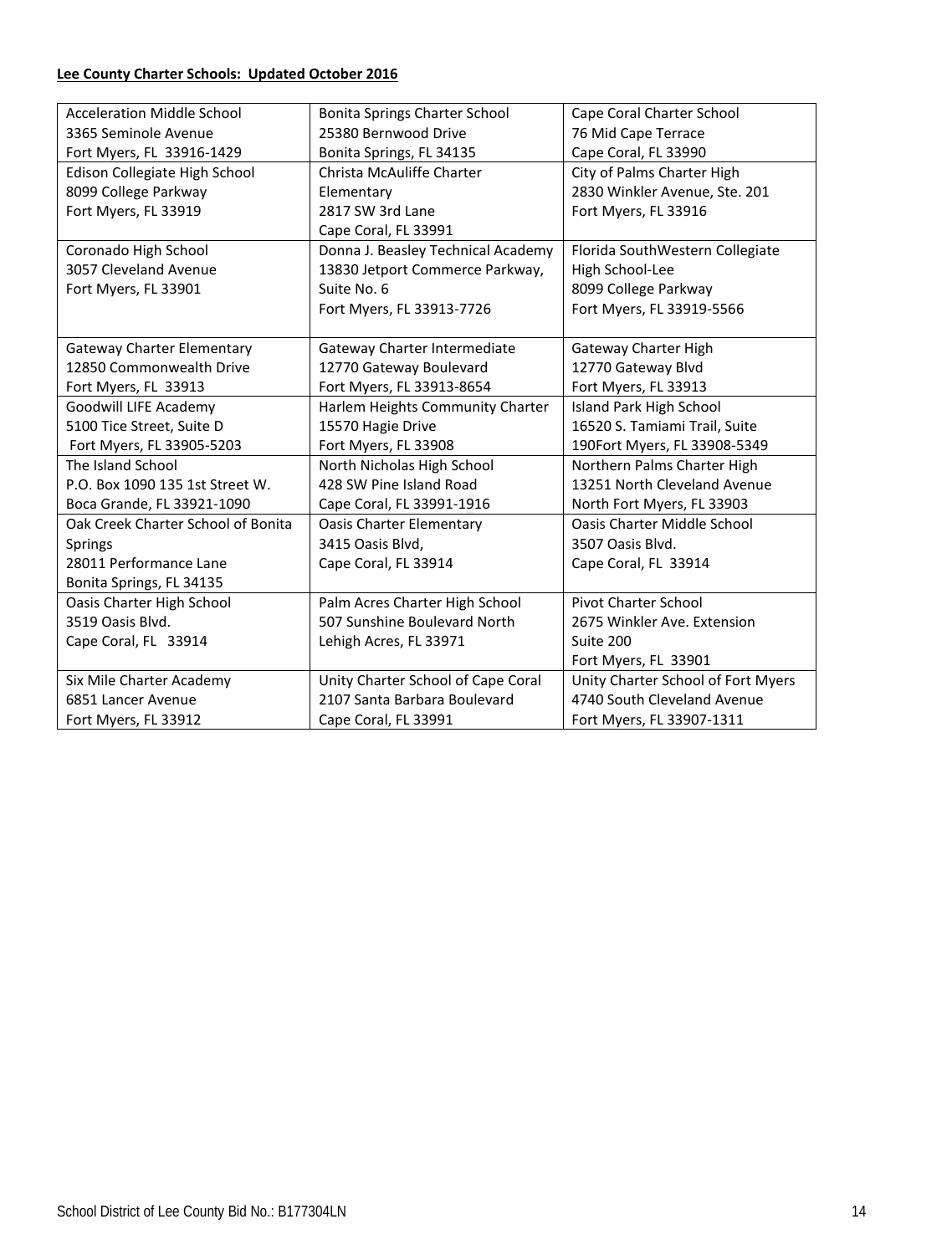**Lee County Charter Schools: Updated October 2016**

| | | |
|---|---|---|
| Acceleration Middle School<br>3365 Seminole Avenue<br>Fort Myers, FL 33916-1429 | Bonita Springs Charter School<br>25380 Bernwood Drive<br>Bonita Springs, FL 34135 | Cape Coral Charter School<br>76 Mid Cape Terrace<br>Cape Coral, FL 33990 |
| Edison Collegiate High School<br>8099 College Parkway<br>Fort Myers, FL 33919 | Christa McAuliffe Charter Elementary<br>2817 SW 3rd Lane<br>Cape Coral, FL 33991 | City of Palms Charter High<br>2830 Winkler Avenue, Ste. 201<br>Fort Myers, FL 33916 |
| Coronado High School<br>3057 Cleveland Avenue<br>Fort Myers, FL 33901 | Donna J. Beasley Technical Academy<br>13830 Jetport Commerce Parkway, Suite No. 6<br>Fort Myers, FL 33913-7726 | Florida SouthWestern Collegiate High School-Lee<br>8099 College Parkway<br>Fort Myers, FL 33919-5566 |
| Gateway Charter Elementary<br>12850 Commonwealth Drive<br>Fort Myers, FL 33913 | Gateway Charter Intermediate<br>12770 Gateway Boulevard<br>Fort Myers, FL 33913-8654 | Gateway Charter High<br>12770 Gateway Blvd<br>Fort Myers, FL 33913 |
| Goodwill LIFE Academy<br>5100 Tice Street, Suite D<br>Fort Myers, FL 33905-5203 | Harlem Heights Community Charter<br>15570 Hagie Drive<br>Fort Myers, FL 33908 | Island Park High School<br>16520 S. Tamiami Trail, Suite 190Fort Myers, FL 33908-5349 |
| The Island School<br>P.O. Box 1090 135 1st Street W.<br>Boca Grande, FL 33921-1090 | North Nicholas High School<br>428 SW Pine Island Road<br>Cape Coral, FL 33991-1916 | Northern Palms Charter High<br>13251 North Cleveland Avenue<br>North Fort Myers, FL 33903 |
| Oak Creek Charter School of Bonita Springs<br>28011 Performance Lane<br>Bonita Springs, FL 34135 | Oasis Charter Elementary<br>3415 Oasis Blvd,<br>Cape Coral, FL 33914 | Oasis Charter Middle School<br>3507 Oasis Blvd.<br>Cape Coral, FL 33914 |
| Oasis Charter High School<br>3519 Oasis Blvd.<br>Cape Coral, FL 33914 | Palm Acres Charter High School<br>507 Sunshine Boulevard North<br>Lehigh Acres, FL 33971 | Pivot Charter School<br>2675 Winkler Ave. Extension<br>Suite 200<br>Fort Myers, FL 33901 |
| Six Mile Charter Academy<br>6851 Lancer Avenue<br>Fort Myers, FL 33912 | Unity Charter School of Cape Coral<br>2107 Santa Barbara Boulevard<br>Cape Coral, FL 33991 | Unity Charter School of Fort Myers<br>4740 South Cleveland Avenue<br>Fort Myers, FL 33907-1311 |

School District of Lee County Bid No.: B177304LN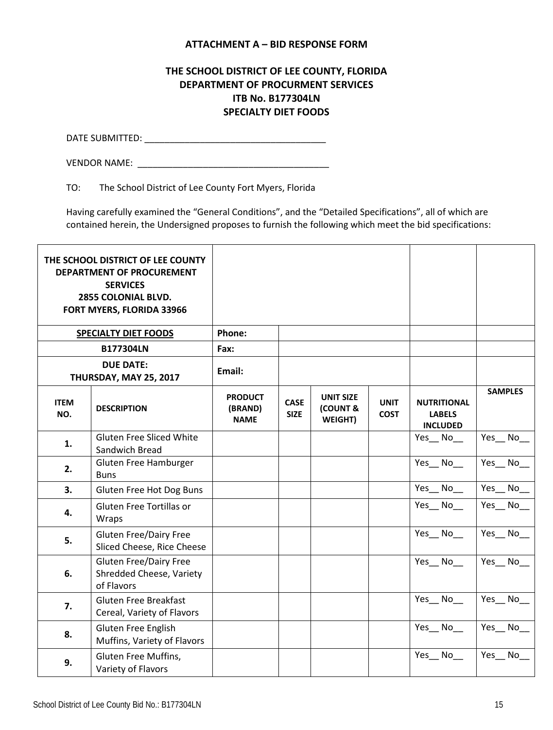**ATTACHMENT A – BID RESPONSE FORM**

**THE SCHOOL DISTRICT OF LEE COUNTY, FLORIDA**
**DEPARTMENT OF PROCURMENT SERVICES**
**ITB No. B177304LN**
**SPECIALTY DIET FOODS**

DATE SUBMITTED: ____________________________________

VENDOR NAME: ______________________________________

TO: The School District of Lee County Fort Myers, Florida

Having carefully examined the "General Conditions", and the "Detailed Specifications", all of which are contained herein, the Undersigned proposes to furnish the following which meet the bid specifications:

| **THE SCHOOL DISTRICT OF LEE COUNTY DEPARTMENT OF PROCUREMENT SERVICES 2855 COLONIAL BLVD. FORT MYERS, FLORIDA 33966** | | | | | | | |
|---|---|---|---|---|---|---|---|
| **SPECIALTY DIET FOODS** | | **Phone:** | | | | | |
| **B177304LN** | | **Fax:** | | | | | |
| **DUE DATE: THURSDAY, MAY 25, 2017** | | **Email:** | | | | | |
| **ITEM NO.** | **DESCRIPTION** | **PRODUCT (BRAND) NAME** | **CASE SIZE** | **UNIT SIZE (COUNT & WEIGHT)** | **UNIT COST** | **NUTRITIONAL LABELS INCLUDED** | **SAMPLES** |
| **1.** | Gluten Free Sliced White Sandwich Bread | | | | | Yes__ No__ | Yes__ No__ |
| **2.** | Gluten Free Hamburger Buns | | | | | Yes__ No__ | Yes__ No__ |
| **3.** | Gluten Free Hot Dog Buns | | | | | Yes__ No__ | Yes__ No__ |
| **4.** | Gluten Free Tortillas or Wraps | | | | | Yes__ No__ | Yes__ No__ |
| **5.** | Gluten Free/Dairy Free Sliced Cheese, Rice Cheese | | | | | Yes__ No__ | Yes__ No__ |
| **6.** | Gluten Free/Dairy Free Shredded Cheese, Variety of Flavors | | | | | Yes__ No__ | Yes__ No__ |
| **7.** | Gluten Free Breakfast Cereal, Variety of Flavors | | | | | Yes__ No__ | Yes__ No__ |
| **8.** | Gluten Free English Muffins, Variety of Flavors | | | | | Yes__ No__ | Yes__ No__ |
| **9.** | Gluten Free Muffins, Variety of Flavors | | | | | Yes__ No__ | Yes__ No__ |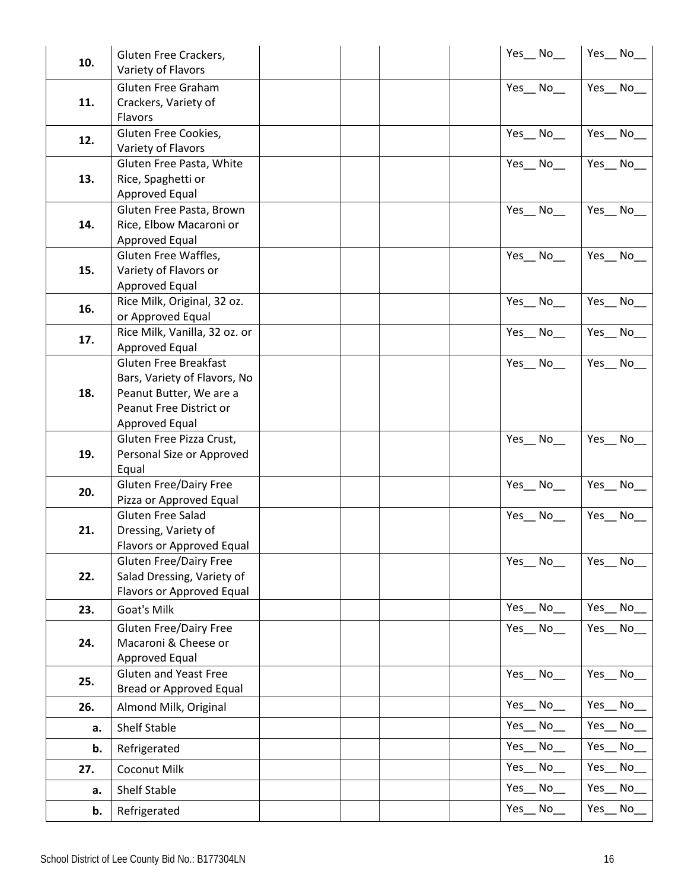| | | | | | | | |
|---|---|---|---|---|---|---|---|
| **10.** | Gluten Free Crackers, Variety of Flavors | | | | | Yes__ No__ | Yes__ No__ |
| **11.** | Gluten Free Graham Crackers, Variety of Flavors | | | | | Yes__ No__ | Yes__ No__ |
| **12.** | Gluten Free Cookies, Variety of Flavors | | | | | Yes__ No__ | Yes__ No__ |
| **13.** | Gluten Free Pasta, White Rice, Spaghetti or Approved Equal | | | | | Yes__ No__ | Yes__ No__ |
| **14.** | Gluten Free Pasta, Brown Rice, Elbow Macaroni or Approved Equal | | | | | Yes__ No__ | Yes__ No__ |
| **15.** | Gluten Free Waffles, Variety of Flavors or Approved Equal | | | | | Yes__ No__ | Yes__ No__ |
| **16.** | Rice Milk, Original, 32 oz. or Approved Equal | | | | | Yes__ No__ | Yes__ No__ |
| **17.** | Rice Milk, Vanilla, 32 oz. or Approved Equal | | | | | Yes__ No__ | Yes__ No__ |
| **18.** | Gluten Free Breakfast Bars, Variety of Flavors, No Peanut Butter, We are a Peanut Free District or Approved Equal | | | | | Yes__ No__ | Yes__ No__ |
| **19.** | Gluten Free Pizza Crust, Personal Size or Approved Equal | | | | | Yes__ No__ | Yes__ No__ |
| **20.** | Gluten Free/Dairy Free Pizza or Approved Equal | | | | | Yes__ No__ | Yes__ No__ |
| **21.** | Gluten Free Salad Dressing, Variety of Flavors or Approved Equal | | | | | Yes__ No__ | Yes__ No__ |
| **22.** | Gluten Free/Dairy Free Salad Dressing, Variety of Flavors or Approved Equal | | | | | Yes__ No__ | Yes__ No__ |
| **23.** | Goat's Milk | | | | | Yes__ No__ | Yes__ No__ |
| **24.** | Gluten Free/Dairy Free Macaroni & Cheese or Approved Equal | | | | | Yes__ No__ | Yes__ No__ |
| **25.** | Gluten and Yeast Free Bread or Approved Equal | | | | | Yes__ No__ | Yes__ No__ |
| **26.** | Almond Milk, Original | | | | | Yes__ No__ | Yes__ No__ |
| **a.** | Shelf Stable | | | | | Yes__ No__ | Yes__ No__ |
| **b.** | Refrigerated | | | | | Yes__ No__ | Yes__ No__ |
| **27.** | Coconut Milk | | | | | Yes__ No__ | Yes__ No__ |
| **a.** | Shelf Stable | | | | | Yes__ No__ | Yes__ No__ |
| **b.** | Refrigerated | | | | | Yes__ No__ | Yes__ No__ |

School District of Lee County Bid No.: B177304LN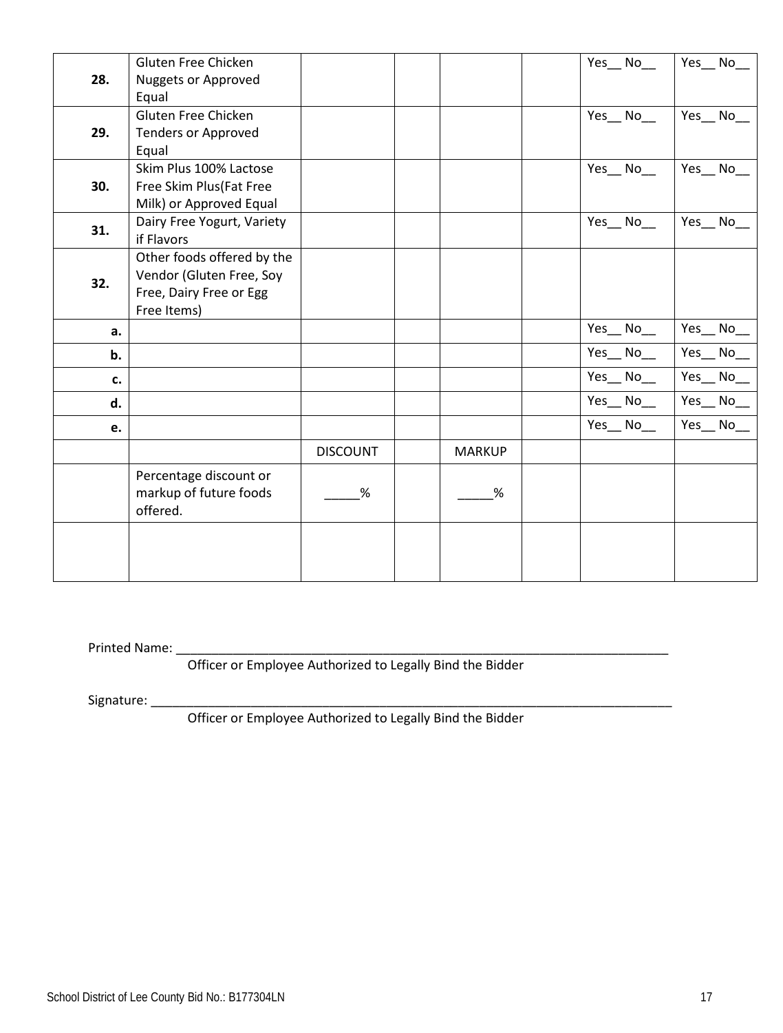| | | | | | | | |
|---|---|---|---|---|---|---|---|
| **28.** | Gluten Free Chicken Nuggets or Approved Equal | | | | | Yes__ No__ | Yes__ No__ |
| **29.** | Gluten Free Chicken Tenders or Approved Equal | | | | | Yes__ No__ | Yes__ No__ |
| **30.** | Skim Plus 100% Lactose Free Skim Plus(Fat Free Milk) or Approved Equal | | | | | Yes__ No__ | Yes__ No__ |
| **31.** | Dairy Free Yogurt, Variety if Flavors | | | | | Yes__ No__ | Yes__ No__ |
| **32.** | Other foods offered by the Vendor (Gluten Free, Soy Free, Dairy Free or Egg Free Items) | | | | | | |
| **a.** | | | | | | Yes__ No__ | Yes__ No__ |
| **b.** | | | | | | Yes__ No__ | Yes__ No__ |
| **c.** | | | | | | Yes__ No__ | Yes__ No__ |
| **d.** | | | | | | Yes__ No__ | Yes__ No__ |
| **e.** | | | | | | Yes__ No__ | Yes__ No__ |
| | | DISCOUNT | | MARKUP | | | |
| | Percentage discount or markup of future foods offered. | _____% | | _____% | | | |
| | | | | | | | |

Printed Name: ___________________________________________________________________________
Officer or Employee Authorized to Legally Bind the Bidder

Signature: _______________________________________________________________________________
Officer or Employee Authorized to Legally Bind the Bidder

School District of Lee County Bid No.: B177304LN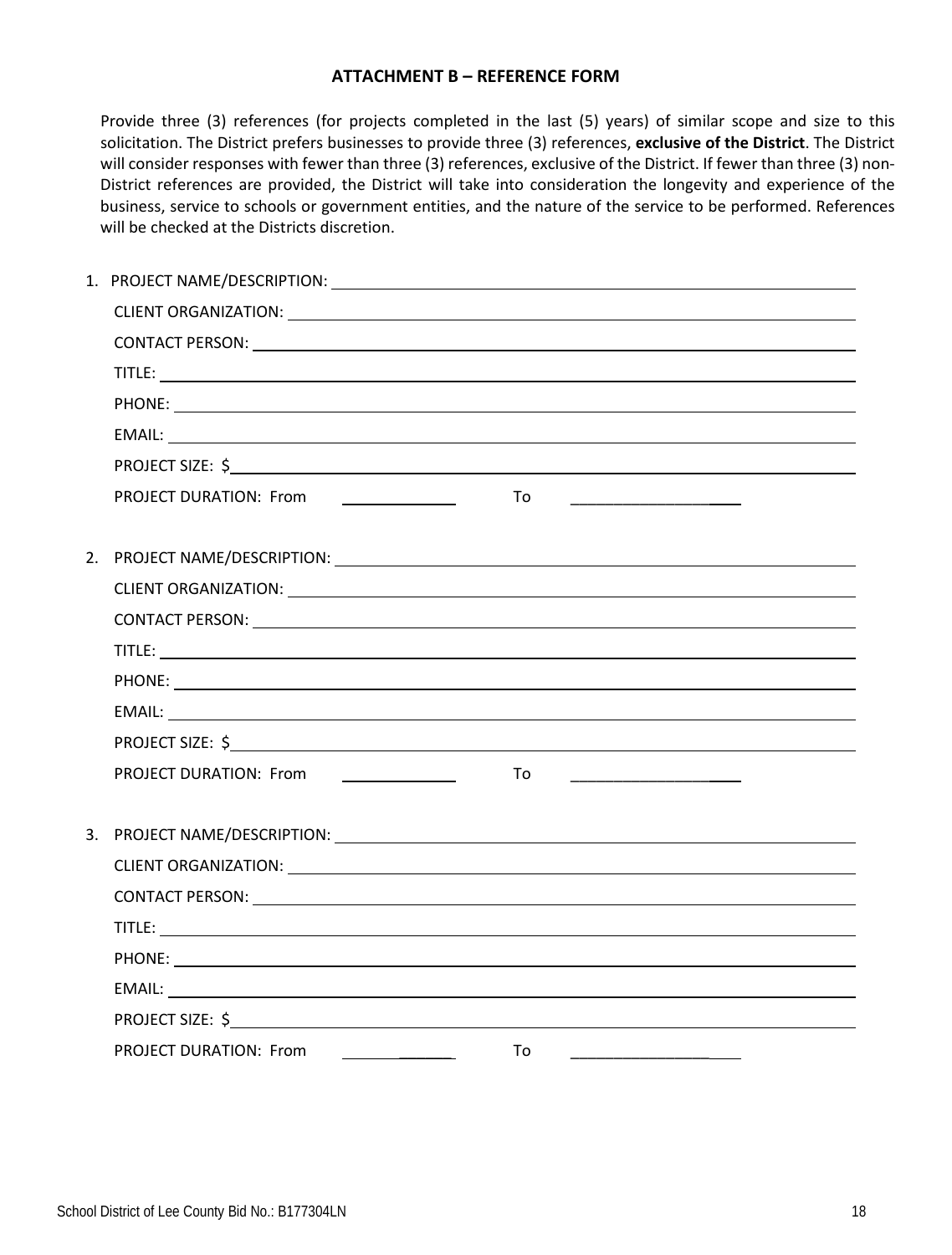## ATTACHMENT B – REFERENCE FORM

Provide three (3) references (for projects completed in the last (5) years) of similar scope and size to this solicitation. The District prefers businesses to provide three (3) references, **exclusive of the District**. The District will consider responses with fewer than three (3) references, exclusive of the District. If fewer than three (3) non-District references are provided, the District will take into consideration the longevity and experience of the business, service to schools or government entities, and the nature of the service to be performed. References will be checked at the Districts discretion.

1. PROJECT NAME/DESCRIPTION: ____________________

   CLIENT ORGANIZATION: ____________________

   CONTACT PERSON: ____________________

   TITLE: ____________________

   PHONE: ____________________

   EMAIL: ____________________

   PROJECT SIZE: $____________________

   PROJECT DURATION: From ____________ To ____________

2. PROJECT NAME/DESCRIPTION: ____________________

   CLIENT ORGANIZATION: ____________________

   CONTACT PERSON: ____________________

   TITLE: ____________________

   PHONE: ____________________

   EMAIL: ____________________

   PROJECT SIZE: $____________________

   PROJECT DURATION: From ____________ To ____________

3. PROJECT NAME/DESCRIPTION: ____________________

   CLIENT ORGANIZATION: ____________________

   CONTACT PERSON: ____________________

   TITLE: ____________________

   PHONE: ____________________

   EMAIL: ____________________

   PROJECT SIZE: $____________________

   PROJECT DURATION: From ____________ To ____________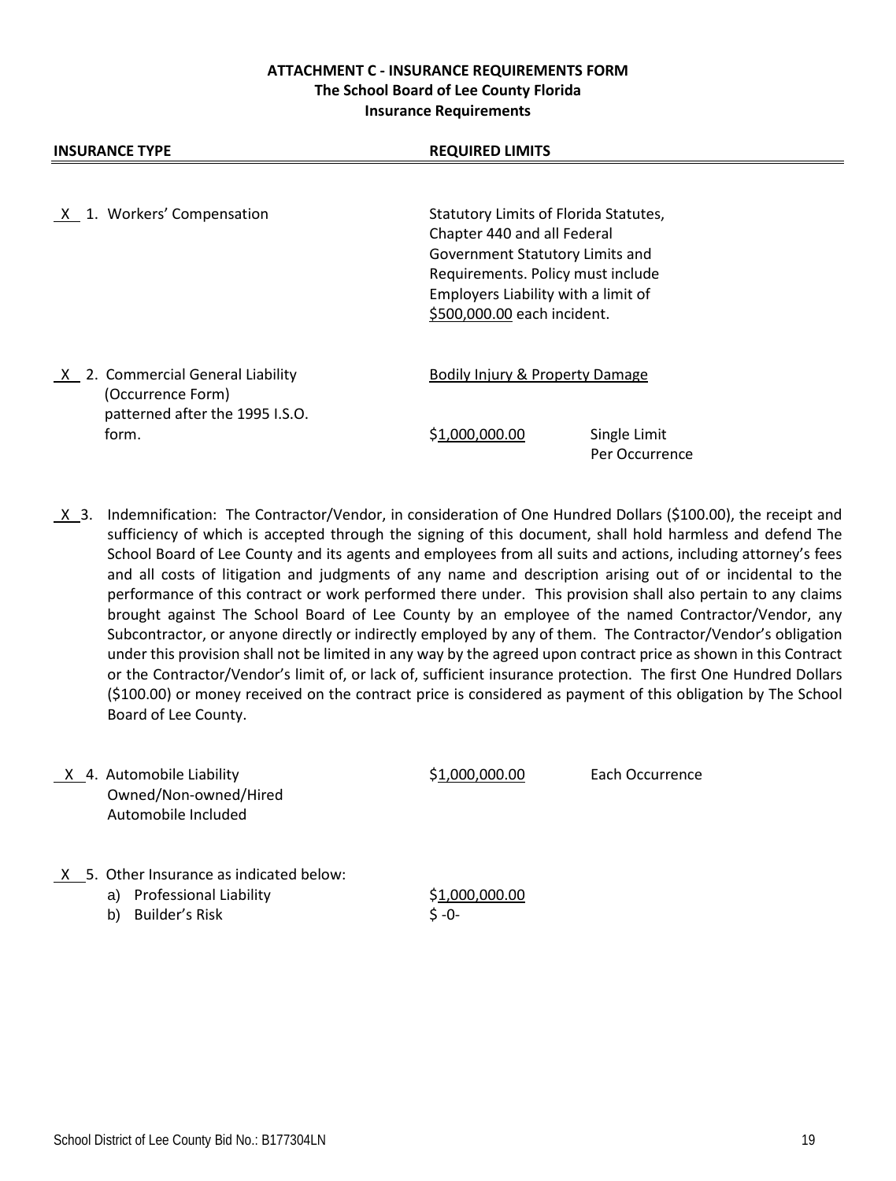# ATTACHMENT C - INSURANCE REQUIREMENTS FORM

## The School Board of Lee County Florida

## Insurance Requirements

| INSURANCE TYPE | REQUIRED LIMITS | |
|---|---|---|
| X 1. Workers' Compensation | Statutory Limits of Florida Statutes, Chapter 440 and all Federal Government Statutory Limits and Requirements. Policy must include Employers Liability with a limit of $500,000.00 each incident. | |
| X 2. Commercial General Liability (Occurrence Form) patterned after the 1995 I.S.O. form. | Bodily Injury & Property Damage | |
| | $1,000,000.00 | Single Limit Per Occurrence |

X 3. Indemnification: The Contractor/Vendor, in consideration of One Hundred Dollars ($100.00), the receipt and sufficiency of which is accepted through the signing of this document, shall hold harmless and defend The School Board of Lee County and its agents and employees from all suits and actions, including attorney's fees and all costs of litigation and judgments of any name and description arising out of or incidental to the performance of this contract or work performed there under. This provision shall also pertain to any claims brought against The School Board of Lee County by an employee of the named Contractor/Vendor, any Subcontractor, or anyone directly or indirectly employed by any of them. The Contractor/Vendor's obligation under this provision shall not be limited in any way by the agreed upon contract price as shown in this Contract or the Contractor/Vendor's limit of, or lack of, sufficient insurance protection. The first One Hundred Dollars ($100.00) or money received on the contract price is considered as payment of this obligation by The School Board of Lee County.

| | | |
|---|---|---|
| X 4. Automobile Liability Owned/Non-owned/Hired Automobile Included | $1,000,000.00 | Each Occurrence |
| X 5. Other Insurance as indicated below: | | |
| a) Professional Liability | $1,000,000.00 | |
| b) Builder's Risk | $ -0- | |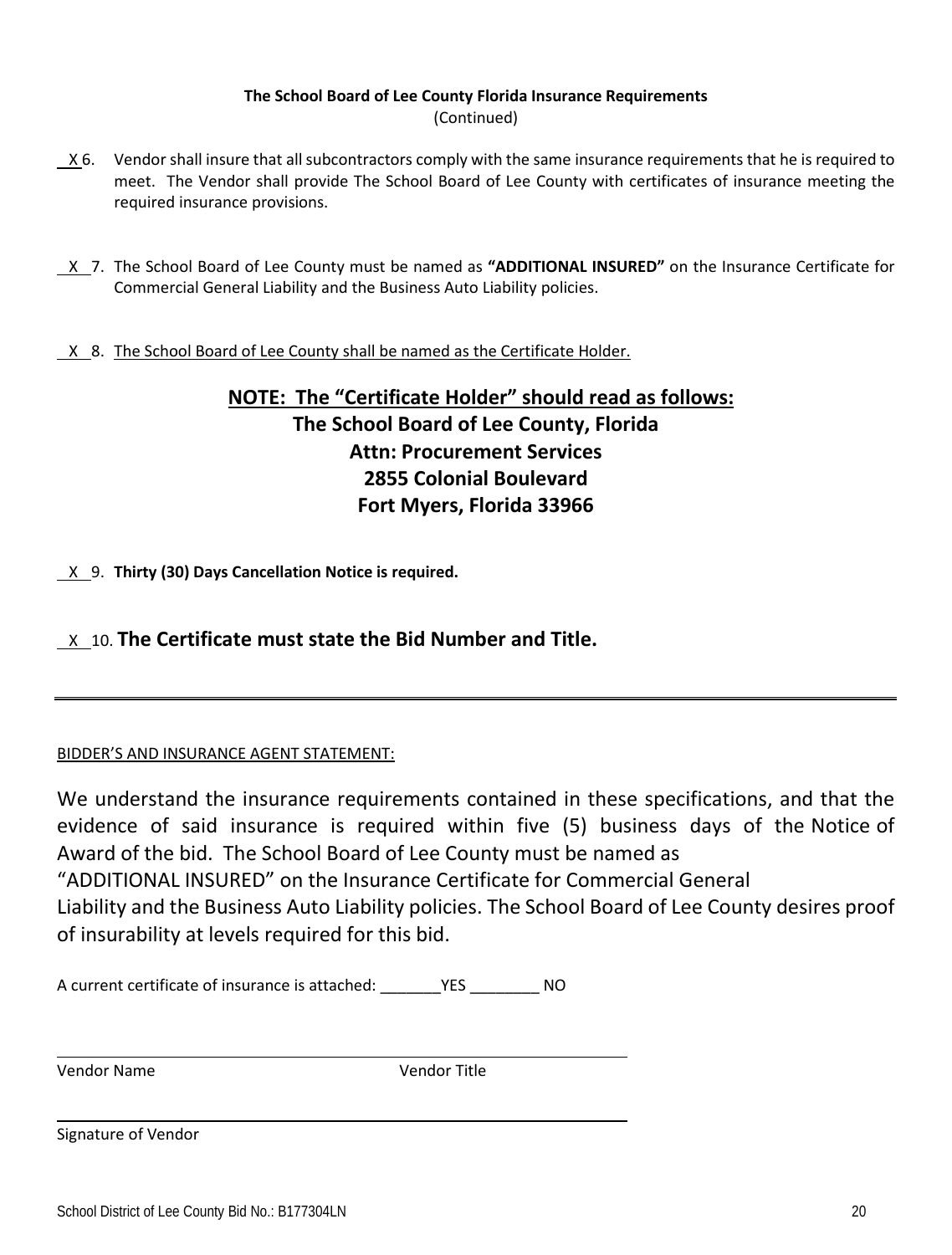**The School Board of Lee County Florida Insurance Requirements**
(Continued)

X 6. Vendor shall insure that all subcontractors comply with the same insurance requirements that he is required to meet. The Vendor shall provide The School Board of Lee County with certificates of insurance meeting the required insurance provisions.

X 7. The School Board of Lee County must be named as **"ADDITIONAL INSURED"** on the Insurance Certificate for Commercial General Liability and the Business Auto Liability policies.

X 8. The School Board of Lee County shall be named as the Certificate Holder.

**NOTE: The "Certificate Holder" should read as follows:**
**The School Board of Lee County, Florida**
**Attn: Procurement Services**
**2855 Colonial Boulevard**
**Fort Myers, Florida 33966**

X 9. **Thirty (30) Days Cancellation Notice is required.**

X 10. **The Certificate must state the Bid Number and Title.**

---

BIDDER'S AND INSURANCE AGENT STATEMENT:

We understand the insurance requirements contained in these specifications, and that the evidence of said insurance is required within five (5) business days of the Notice of Award of the bid. The School Board of Lee County must be named as "ADDITIONAL INSURED" on the Insurance Certificate for Commercial General Liability and the Business Auto Liability policies. The School Board of Lee County desires proof of insurability at levels required for this bid.

A current certificate of insurance is attached: _______YES ________ NO

______________________________________________

Vendor Name                                        Vendor Title

______________________________________________

Signature of Vendor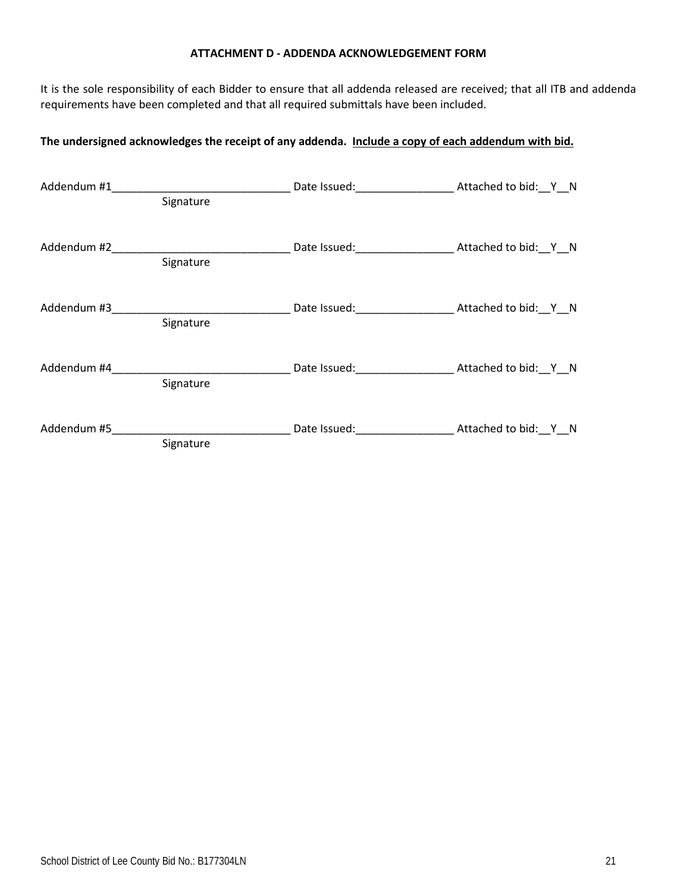### ATTACHMENT D - ADDENDA ACKNOWLEDGEMENT FORM

It is the sole responsibility of each Bidder to ensure that all addenda released are received; that all ITB and addenda requirements have been completed and that all required submittals have been included.

**The undersigned acknowledges the receipt of any addenda. Include a copy of each addendum with bid.**

Addendum #1______________________________ Date Issued:________________ Attached to bid:__Y__N
Signature

Addendum #2______________________________ Date Issued:________________ Attached to bid:__Y__N
Signature

Addendum #3______________________________ Date Issued:________________ Attached to bid:__Y__N
Signature

Addendum #4______________________________ Date Issued:________________ Attached to bid:__Y__N
Signature

Addendum #5______________________________ Date Issued:________________ Attached to bid:__Y__N
Signature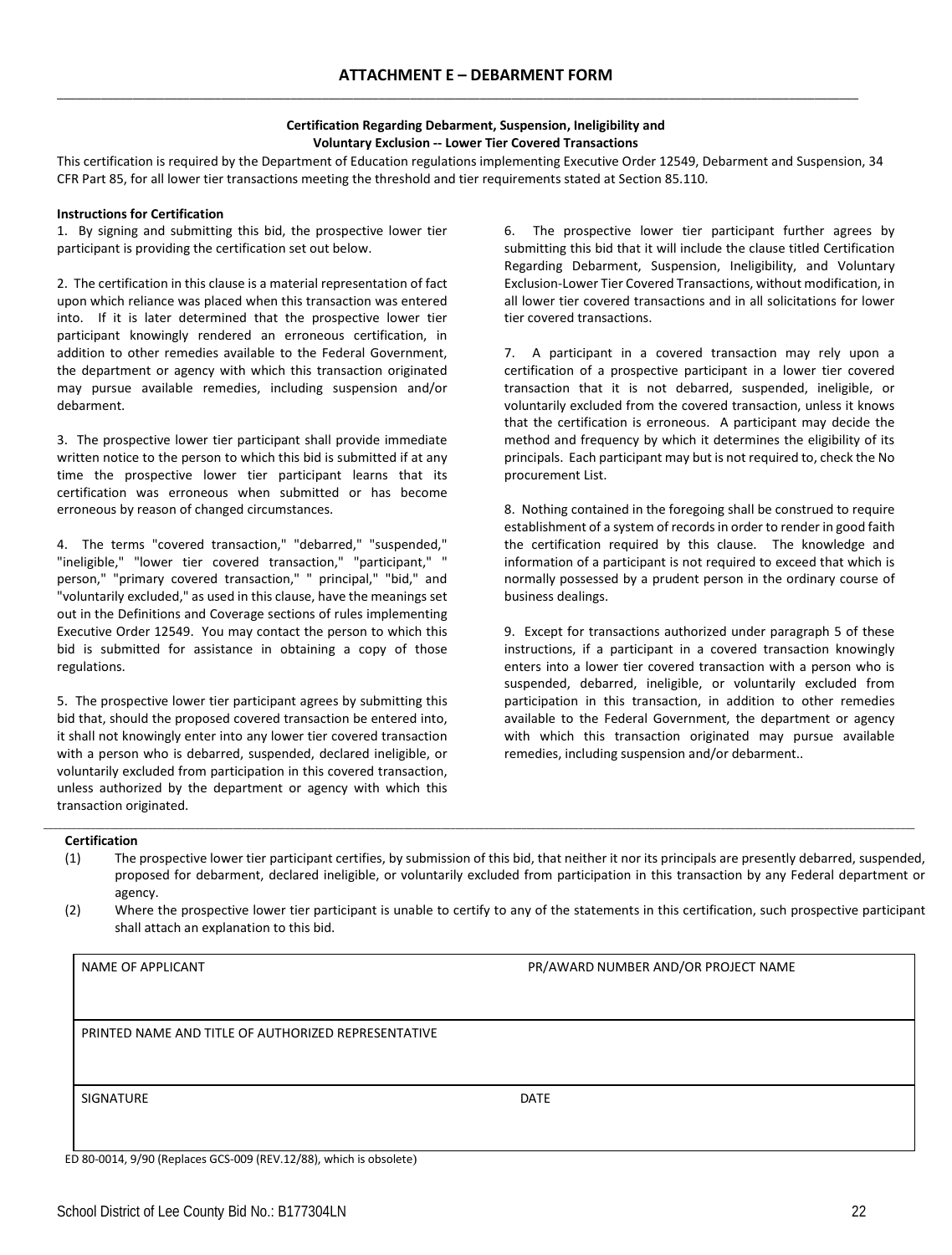# ATTACHMENT E – DEBARMENT FORM

**Certification Regarding Debarment, Suspension, Ineligibility and Voluntary Exclusion -- Lower Tier Covered Transactions**

This certification is required by the Department of Education regulations implementing Executive Order 12549, Debarment and Suspension, 34 CFR Part 85, for all lower tier transactions meeting the threshold and tier requirements stated at Section 85.110.

**Instructions for Certification**

1. By signing and submitting this bid, the prospective lower tier participant is providing the certification set out below.

2. The certification in this clause is a material representation of fact upon which reliance was placed when this transaction was entered into. If it is later determined that the prospective lower tier participant knowingly rendered an erroneous certification, in addition to other remedies available to the Federal Government, the department or agency with which this transaction originated may pursue available remedies, including suspension and/or debarment.

3. The prospective lower tier participant shall provide immediate written notice to the person to which this bid is submitted if at any time the prospective lower tier participant learns that its certification was erroneous when submitted or has become erroneous by reason of changed circumstances.

4. The terms "covered transaction," "debarred," "suspended," "ineligible," "lower tier covered transaction," "participant," " person," "primary covered transaction," " principal," "bid," and "voluntarily excluded," as used in this clause, have the meanings set out in the Definitions and Coverage sections of rules implementing Executive Order 12549. You may contact the person to which this bid is submitted for assistance in obtaining a copy of those regulations.

5. The prospective lower tier participant agrees by submitting this bid that, should the proposed covered transaction be entered into, it shall not knowingly enter into any lower tier covered transaction with a person who is debarred, suspended, declared ineligible, or voluntarily excluded from participation in this covered transaction, unless authorized by the department or agency with which this transaction originated.

6. The prospective lower tier participant further agrees by submitting this bid that it will include the clause titled Certification Regarding Debarment, Suspension, Ineligibility, and Voluntary Exclusion-Lower Tier Covered Transactions, without modification, in all lower tier covered transactions and in all solicitations for lower tier covered transactions.

7. A participant in a covered transaction may rely upon a certification of a prospective participant in a lower tier covered transaction that it is not debarred, suspended, ineligible, or voluntarily excluded from the covered transaction, unless it knows that the certification is erroneous. A participant may decide the method and frequency by which it determines the eligibility of its principals. Each participant may but is not required to, check the No procurement List.

8. Nothing contained in the foregoing shall be construed to require establishment of a system of records in order to render in good faith the certification required by this clause. The knowledge and information of a participant is not required to exceed that which is normally possessed by a prudent person in the ordinary course of business dealings.

9. Except for transactions authorized under paragraph 5 of these instructions, if a participant in a covered transaction knowingly enters into a lower tier covered transaction with a person who is suspended, debarred, ineligible, or voluntarily excluded from participation in this transaction, in addition to other remedies available to the Federal Government, the department or agency with which this transaction originated may pursue available remedies, including suspension and/or debarment..

**Certification**

(1) The prospective lower tier participant certifies, by submission of this bid, that neither it nor its principals are presently debarred, suspended, proposed for debarment, declared ineligible, or voluntarily excluded from participation in this transaction by any Federal department or agency.

(2) Where the prospective lower tier participant is unable to certify to any of the statements in this certification, such prospective participant shall attach an explanation to this bid.

| NAME OF APPLICANT | PR/AWARD NUMBER AND/OR PROJECT NAME |
|---|---|
| | |
| PRINTED NAME AND TITLE OF AUTHORIZED REPRESENTATIVE | |
| | |
| SIGNATURE | DATE |
| | |

ED 80-0014, 9/90 (Replaces GCS-009 (REV.12/88), which is obsolete)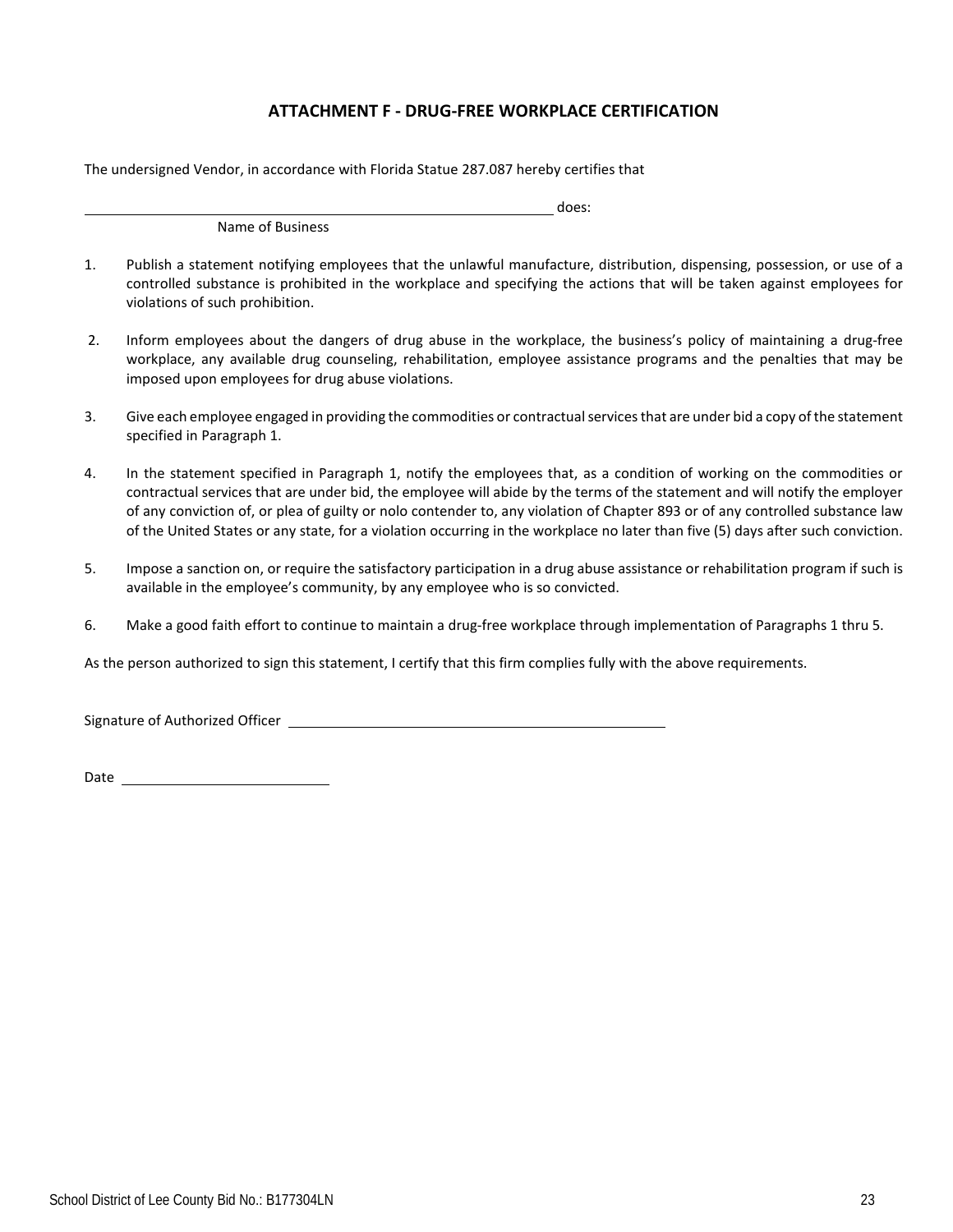## ATTACHMENT F - DRUG-FREE WORKPLACE CERTIFICATION

The undersigned Vendor, in accordance with Florida Statue 287.087 hereby certifies that

______________________________________________ does:
Name of Business

1. Publish a statement notifying employees that the unlawful manufacture, distribution, dispensing, possession, or use of a controlled substance is prohibited in the workplace and specifying the actions that will be taken against employees for violations of such prohibition.

2. Inform employees about the dangers of drug abuse in the workplace, the business's policy of maintaining a drug-free workplace, any available drug counseling, rehabilitation, employee assistance programs and the penalties that may be imposed upon employees for drug abuse violations.

3. Give each employee engaged in providing the commodities or contractual services that are under bid a copy of the statement specified in Paragraph 1.

4. In the statement specified in Paragraph 1, notify the employees that, as a condition of working on the commodities or contractual services that are under bid, the employee will abide by the terms of the statement and will notify the employer of any conviction of, or plea of guilty or nolo contender to, any violation of Chapter 893 or of any controlled substance law of the United States or any state, for a violation occurring in the workplace no later than five (5) days after such conviction.

5. Impose a sanction on, or require the satisfactory participation in a drug abuse assistance or rehabilitation program if such is available in the employee's community, by any employee who is so convicted.

6. Make a good faith effort to continue to maintain a drug-free workplace through implementation of Paragraphs 1 thru 5.

As the person authorized to sign this statement, I certify that this firm complies fully with the above requirements.

Signature of Authorized Officer ______________________________________

Date ______________________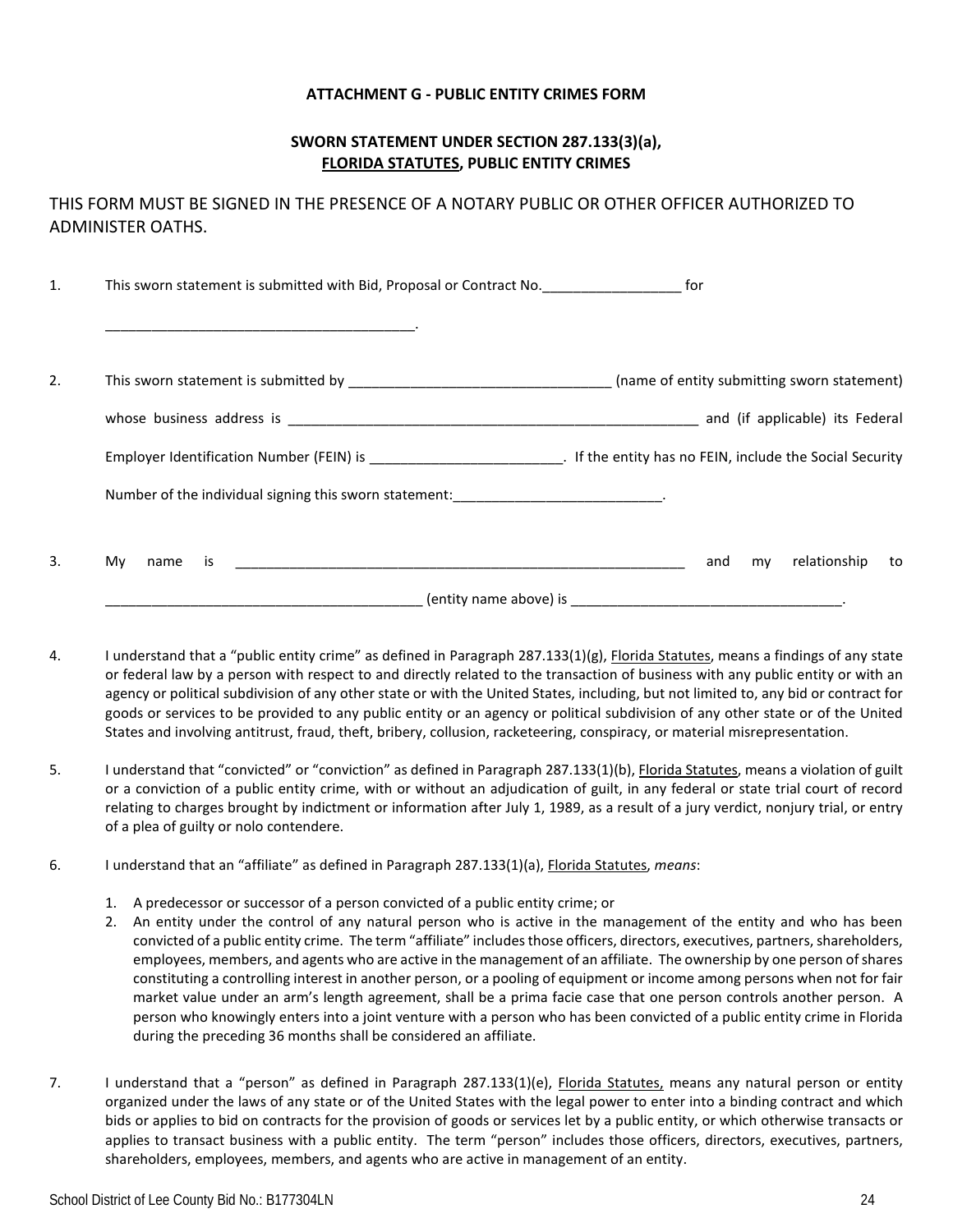## ATTACHMENT G - PUBLIC ENTITY CRIMES FORM

## SWORN STATEMENT UNDER SECTION 287.133(3)(a), FLORIDA STATUTES, PUBLIC ENTITY CRIMES

THIS FORM MUST BE SIGNED IN THE PRESENCE OF A NOTARY PUBLIC OR OTHER OFFICER AUTHORIZED TO ADMINISTER OATHS.

1. This sworn statement is submitted with Bid, Proposal or Contract No.__________________ for

   ________________________________________.

2. This sworn statement is submitted by __________________________________ (name of entity submitting sworn statement)

   whose business address is ________________________________________________________ and (if applicable) its Federal

   Employer Identification Number (FEIN) is _________________________. If the entity has no FEIN, include the Social Security

   Number of the individual signing this sworn statement:___________________________.

3. My name is ___________________________________________________________ and my relationship to

   _________________________________________ (entity name above) is ___________________________________.

4. I understand that a "public entity crime" as defined in Paragraph 287.133(1)(g), Florida Statutes, means a findings of any state or federal law by a person with respect to and directly related to the transaction of business with any public entity or with an agency or political subdivision of any other state or with the United States, including, but not limited to, any bid or contract for goods or services to be provided to any public entity or an agency or political subdivision of any other state or of the United States and involving antitrust, fraud, theft, bribery, collusion, racketeering, conspiracy, or material misrepresentation.

5. I understand that "convicted" or "conviction" as defined in Paragraph 287.133(1)(b), Florida Statutes, means a violation of guilt or a conviction of a public entity crime, with or without an adjudication of guilt, in any federal or state trial court of record relating to charges brought by indictment or information after July 1, 1989, as a result of a jury verdict, nonjury trial, or entry of a plea of guilty or nolo contendere.

6. I understand that an "affiliate" as defined in Paragraph 287.133(1)(a), Florida Statutes, *means*:

   1. A predecessor or successor of a person convicted of a public entity crime; or
   2. An entity under the control of any natural person who is active in the management of the entity and who has been convicted of a public entity crime. The term "affiliate" includes those officers, directors, executives, partners, shareholders, employees, members, and agents who are active in the management of an affiliate. The ownership by one person of shares constituting a controlling interest in another person, or a pooling of equipment or income among persons when not for fair market value under an arm's length agreement, shall be a prima facie case that one person controls another person. A person who knowingly enters into a joint venture with a person who has been convicted of a public entity crime in Florida during the preceding 36 months shall be considered an affiliate.

7. I understand that a "person" as defined in Paragraph 287.133(1)(e), Florida Statutes, means any natural person or entity organized under the laws of any state or of the United States with the legal power to enter into a binding contract and which bids or applies to bid on contracts for the provision of goods or services let by a public entity, or which otherwise transacts or applies to transact business with a public entity. The term "person" includes those officers, directors, executives, partners, shareholders, employees, members, and agents who are active in management of an entity.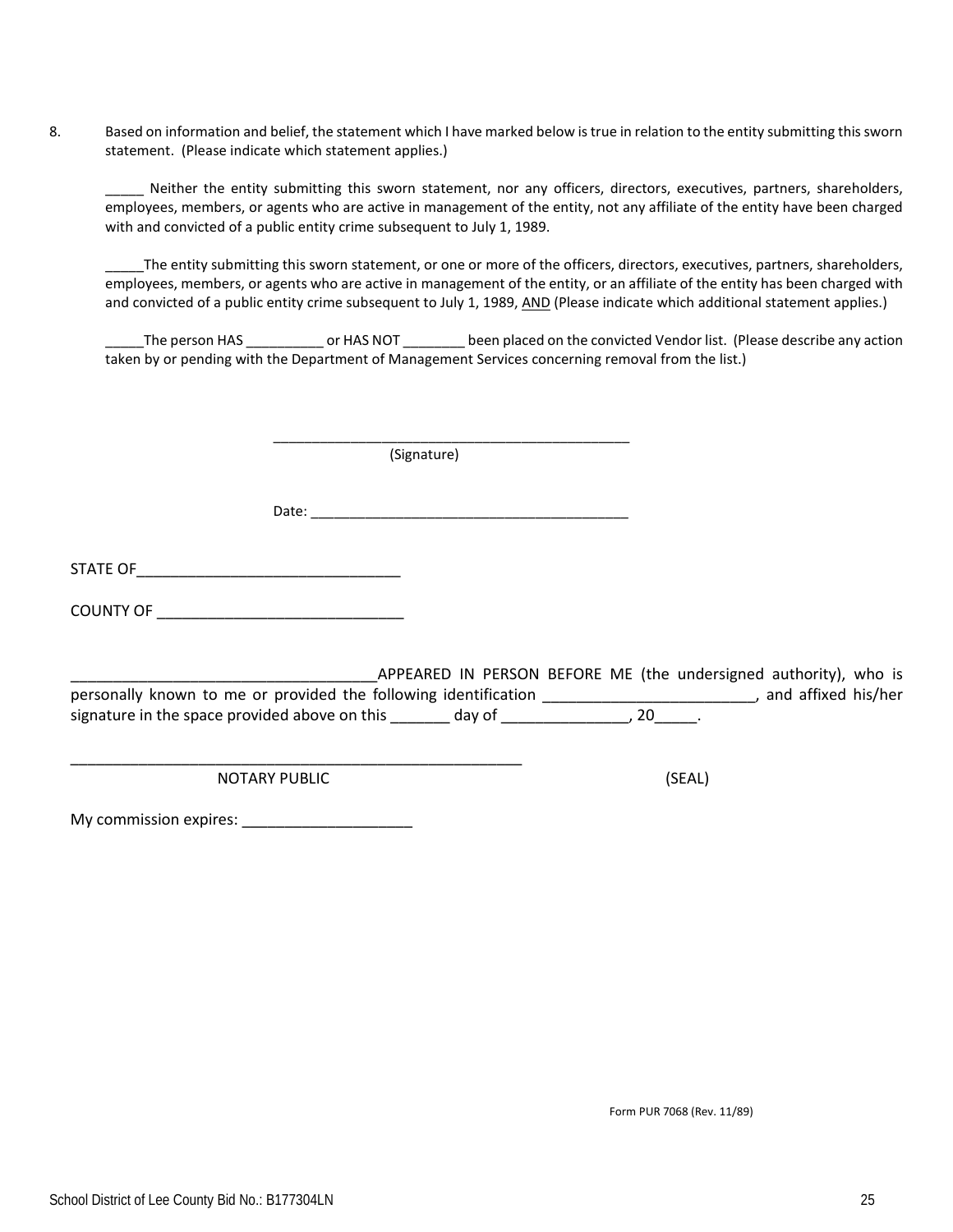8. Based on information and belief, the statement which I have marked below is true in relation to the entity submitting this sworn statement. (Please indicate which statement applies.)

 _____ Neither the entity submitting this sworn statement, nor any officers, directors, executives, partners, shareholders, employees, members, or agents who are active in management of the entity, not any affiliate of the entity have been charged with and convicted of a public entity crime subsequent to July 1, 1989.

 _____The entity submitting this sworn statement, or one or more of the officers, directors, executives, partners, shareholders, employees, members, or agents who are active in management of the entity, or an affiliate of the entity has been charged with and convicted of a public entity crime subsequent to July 1, 1989, AND (Please indicate which additional statement applies.)

 _____The person HAS __________ or HAS NOT ________ been placed on the convicted Vendor list. (Please describe any action taken by or pending with the Department of Management Services concerning removal from the list.)

_______________________________________________
(Signature)

Date: __________________________________________

STATE OF_______________________________

COUNTY OF _____________________________

____________________________________APPEARED IN PERSON BEFORE ME (the undersigned authority), who is personally known to me or provided the following identification _________________________, and affixed his/her signature in the space provided above on this _______ day of _______________, 20_____.

______________________________________________________
NOTARY PUBLIC (SEAL)

My commission expires: ____________________

Form PUR 7068 (Rev. 11/89)

School District of Lee County Bid No.: B177304LN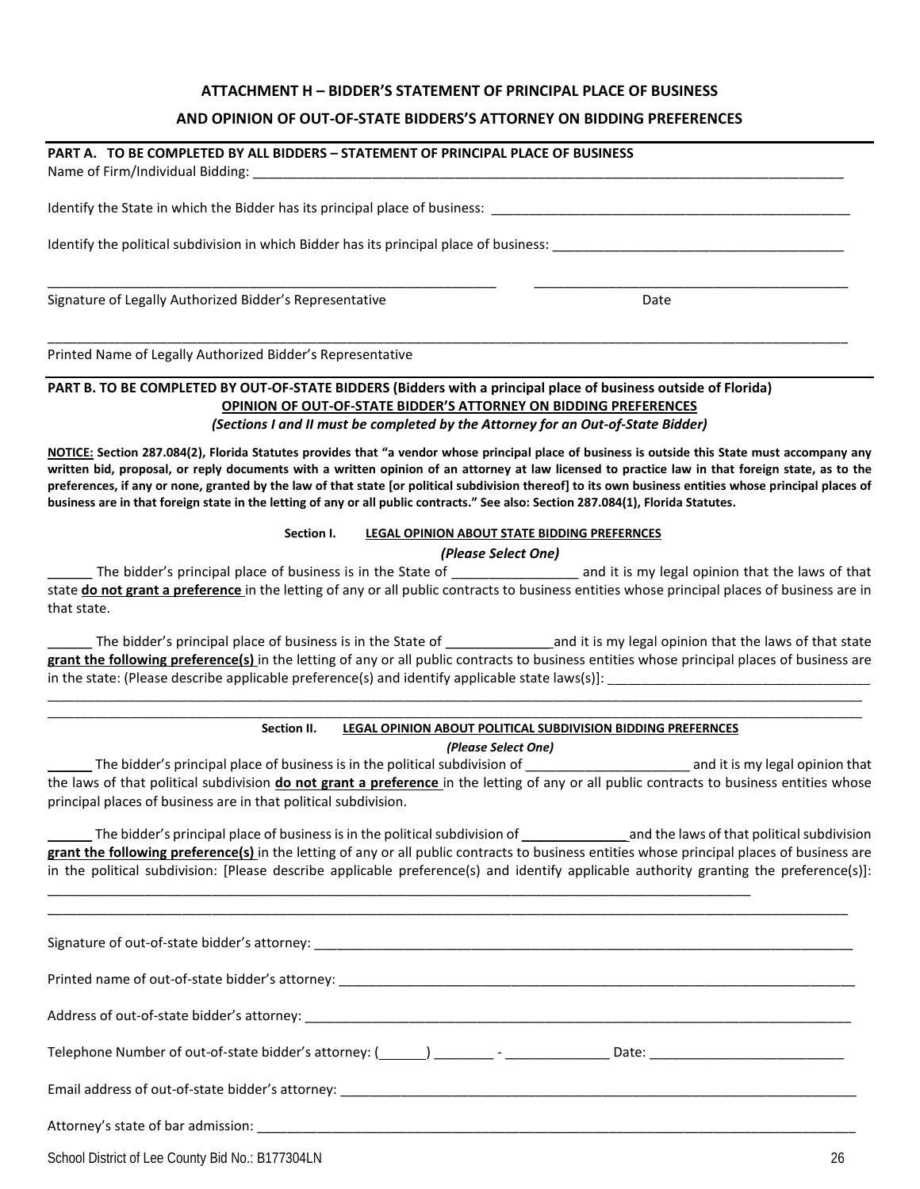## ATTACHMENT H – BIDDER'S STATEMENT OF PRINCIPAL PLACE OF BUSINESS AND OPINION OF OUT-OF-STATE BIDDERS'S ATTORNEY ON BIDDING PREFERENCES

**PART A. TO BE COMPLETED BY ALL BIDDERS – STATEMENT OF PRINCIPAL PLACE OF BUSINESS**

Name of Firm/Individual Bidding: ____________________________________________

Identify the State in which the Bidder has its principal place of business: ______________________________

Identify the political subdivision in which Bidder has its principal place of business: ______________________________

______________________________________ ______________________________
Signature of Legally Authorized Bidder's Representative Date

____________________________________________________________
Printed Name of Legally Authorized Bidder's Representative

**PART B. TO BE COMPLETED BY OUT-OF-STATE BIDDERS (Bidders with a principal place of business outside of Florida)**

**OPINION OF OUT-OF-STATE BIDDER'S ATTORNEY ON BIDDING PREFERENCES**

***(Sections I and II must be completed by the Attorney for an Out-of-State Bidder)***

**NOTICE: Section 287.084(2), Florida Statutes provides that "a vendor whose principal place of business is outside this State must accompany any written bid, proposal, or reply documents with a written opinion of an attorney at law licensed to practice law in that foreign state, as to the preferences, if any or none, granted by the law of that state [or political subdivision thereof] to its own business entities whose principal places of business are in that foreign state in the letting of any or all public contracts." See also: Section 287.084(1), Florida Statutes.**

**Section I. LEGAL OPINION ABOUT STATE BIDDING PREFERNCES**

***(Please Select One)***

______ The bidder's principal place of business is in the State of ________________ and it is my legal opinion that the laws of that state **do not grant a preference** in the letting of any or all public contracts to business entities whose principal places of business are in that state.

______ The bidder's principal place of business is in the State of ______________and it is my legal opinion that the laws of that state **grant the following preference(s)** in the letting of any or all public contracts to business entities whose principal places of business are in the state: (Please describe applicable preference(s) and identify applicable state laws(s)]: ________________________________
____________________________________________________________
____________________________________________________________

**Section II. LEGAL OPINION ABOUT POLITICAL SUBDIVISION BIDDING PREFERNCES**

***(Please Select One)***

______ The bidder's principal place of business is in the political subdivision of _____________________ and it is my legal opinion that the laws of that political subdivision **do not grant a preference** in the letting of any or all public contracts to business entities whose principal places of business are in that political subdivision.

______ The bidder's principal place of business is in the political subdivision of ______________and the laws of that political subdivision **grant the following preference(s)** in the letting of any or all public contracts to business entities whose principal places of business are in the political subdivision: [Please describe applicable preference(s) and identify applicable authority granting the preference(s)]:
____________________________________________________________
____________________________________________________________

Signature of out-of-state bidder's attorney: ____________________________________________

Printed name of out-of-state bidder's attorney: ____________________________________________

Address of out-of-state bidder's attorney: ____________________________________________

Telephone Number of out-of-state bidder's attorney: (______) ________ - ______________ Date: __________________________

Email address of out-of-state bidder's attorney: ____________________________________________

Attorney's state of bar admission: ____________________________________________

School District of Lee County Bid No.: B177304LN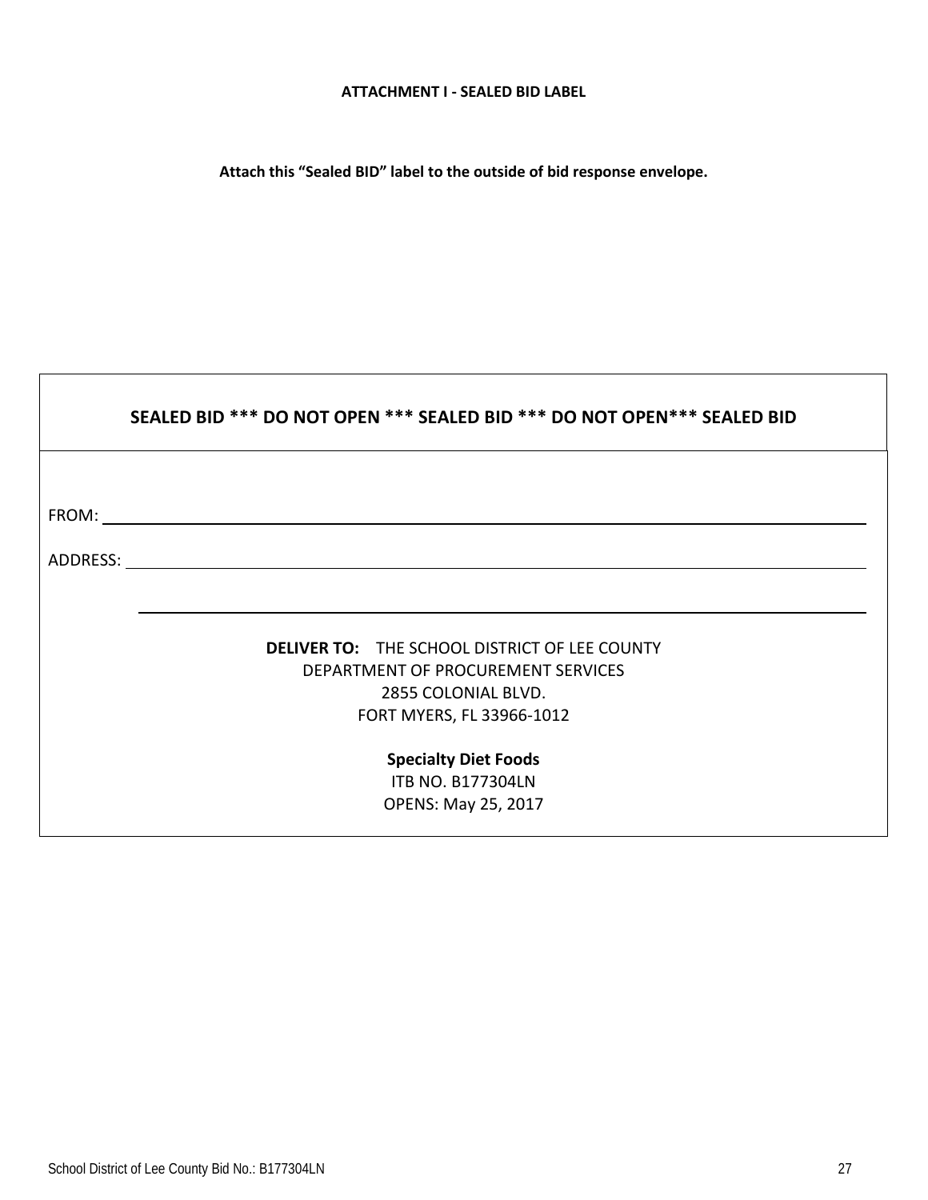**ATTACHMENT I - SEALED BID LABEL**

**Attach this "Sealed BID" label to the outside of bid response envelope.**

**SEALED BID *** DO NOT OPEN *** SEALED BID *** DO NOT OPEN*** SEALED BID**

FROM: ______________________________________________________________

ADDRESS: ____________________________________________________________

______________________________________________________________

**DELIVER TO:** THE SCHOOL DISTRICT OF LEE COUNTY
DEPARTMENT OF PROCUREMENT SERVICES
2855 COLONIAL BLVD.
FORT MYERS, FL 33966-1012

**Specialty Diet Foods**
ITB NO. B177304LN
OPENS: May 25, 2017